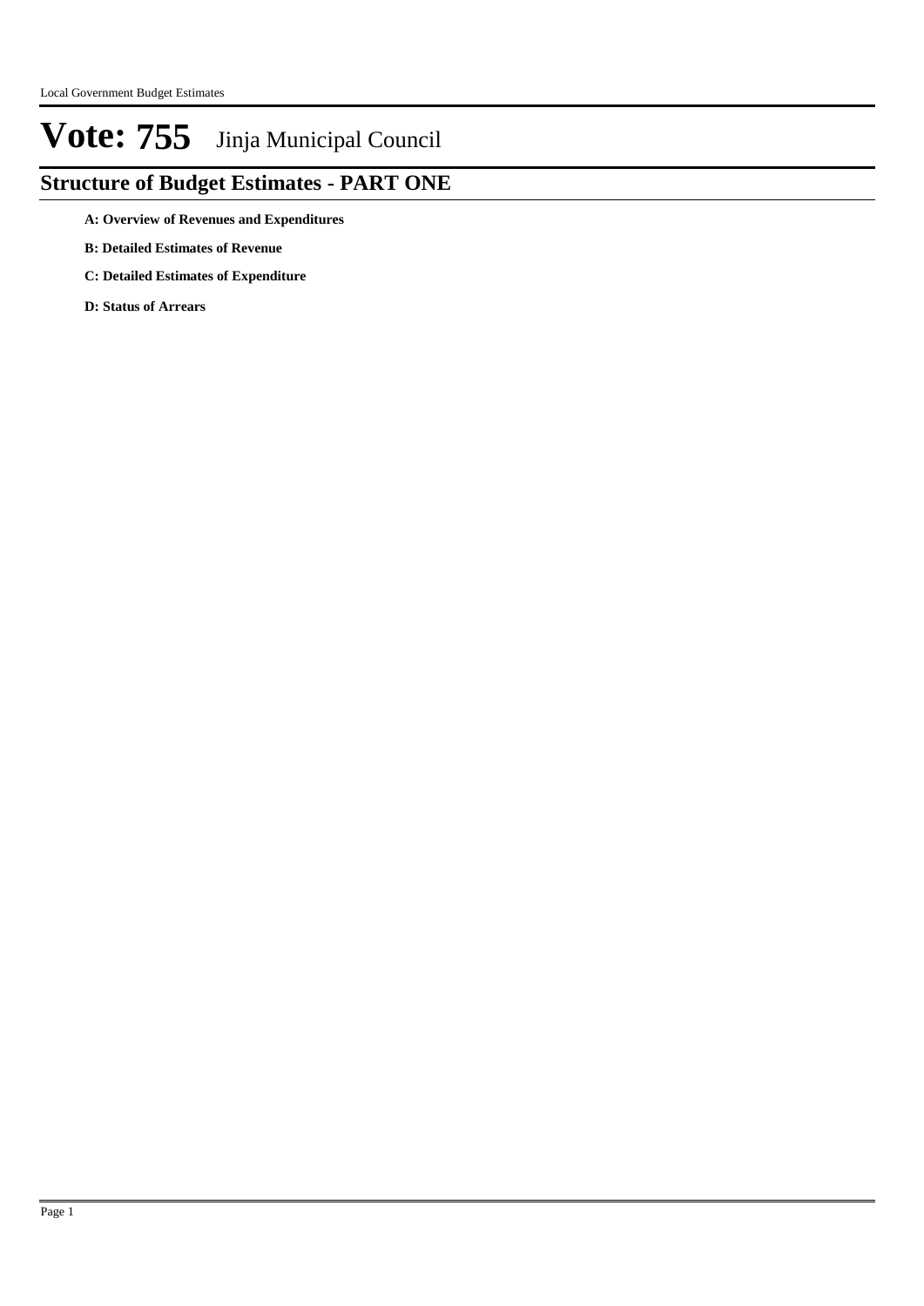# Vote: 755 Jinja Municipal Council

## Structure of Budget Estimates - PART ONE

**A: Overview of Revenues and Expenditures**

**B: Detailed Estimates of Revenue**

**C: Detailed Estimates of Expenditure**

**D: Status of Arrears**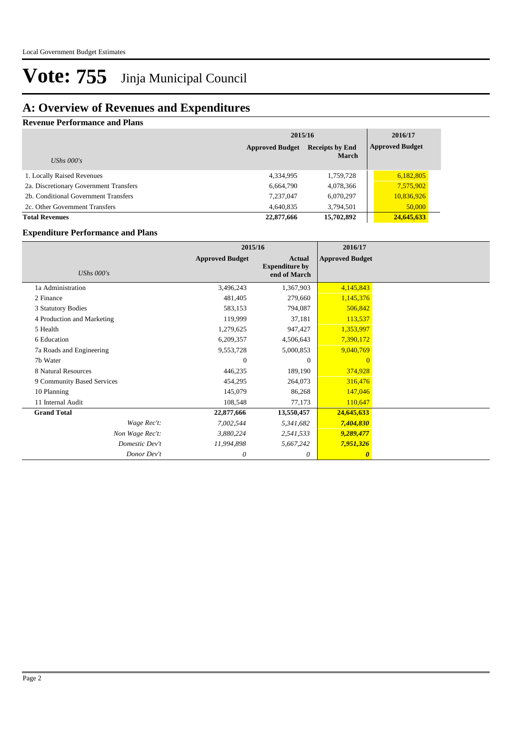# Vote: 755 Jinja Municipal Council

## A: Overview of Revenues and Expenditures

### Revenue Performance and Plans

| | 2015/16 | | 2016/17 |
|---|---|---|---|
| *UShs 000's* | **Approved Budget** | **Receipts by End March** | **Approved Budget** |
| 1. Locally Raised Revenues | 4,334,995 | 1,759,728 | 6,182,805 |
| 2a. Discretionary Government Transfers | 6,664,790 | 4,078,366 | 7,575,902 |
| 2b. Conditional Government Transfers | 7,237,047 | 6,070,297 | 10,836,926 |
| 2c. Other Government Transfers | 4,640,835 | 3,794,501 | 50,000 |
| **Total Revenues** | **22,877,666** | **15,702,892** | **24,645,633** |

### Expenditure Performance and Plans

| | 2015/16 | | 2016/17 |
|---|---|---|---|
| *UShs 000's* | **Approved Budget** | **Actual Expenditure by end of March** | **Approved Budget** |
| 1a Administration | 3,496,243 | 1,367,903 | 4,145,843 |
| 2 Finance | 481,405 | 279,660 | 1,145,376 |
| 3 Statutory Bodies | 583,153 | 794,087 | 506,842 |
| 4 Production and Marketing | 119,999 | 37,181 | 113,537 |
| 5 Health | 1,279,625 | 947,427 | 1,353,997 |
| 6 Education | 6,209,357 | 4,506,643 | 7,390,172 |
| 7a Roads and Engineering | 9,553,728 | 5,000,853 | 9,040,769 |
| 7b Water | 0 | 0 | 0 |
| 8 Natural Resources | 446,235 | 189,190 | 374,928 |
| 9 Community Based Services | 454,295 | 264,073 | 316,476 |
| 10 Planning | 145,079 | 86,268 | 147,046 |
| 11 Internal Audit | 108,548 | 77,173 | 110,647 |
| **Grand Total** | **22,877,666** | **13,550,457** | **24,645,633** |
| *Wage Rec't:* | *7,002,544* | *5,341,682* | ***7,404,830*** |
| *Non Wage Rec't:* | *3,880,224* | *2,541,533* | ***9,289,477*** |
| *Domestic Dev't* | *11,994,898* | *5,667,242* | ***7,951,326*** |
| *Donor Dev't* | *0* | *0* | ***0*** |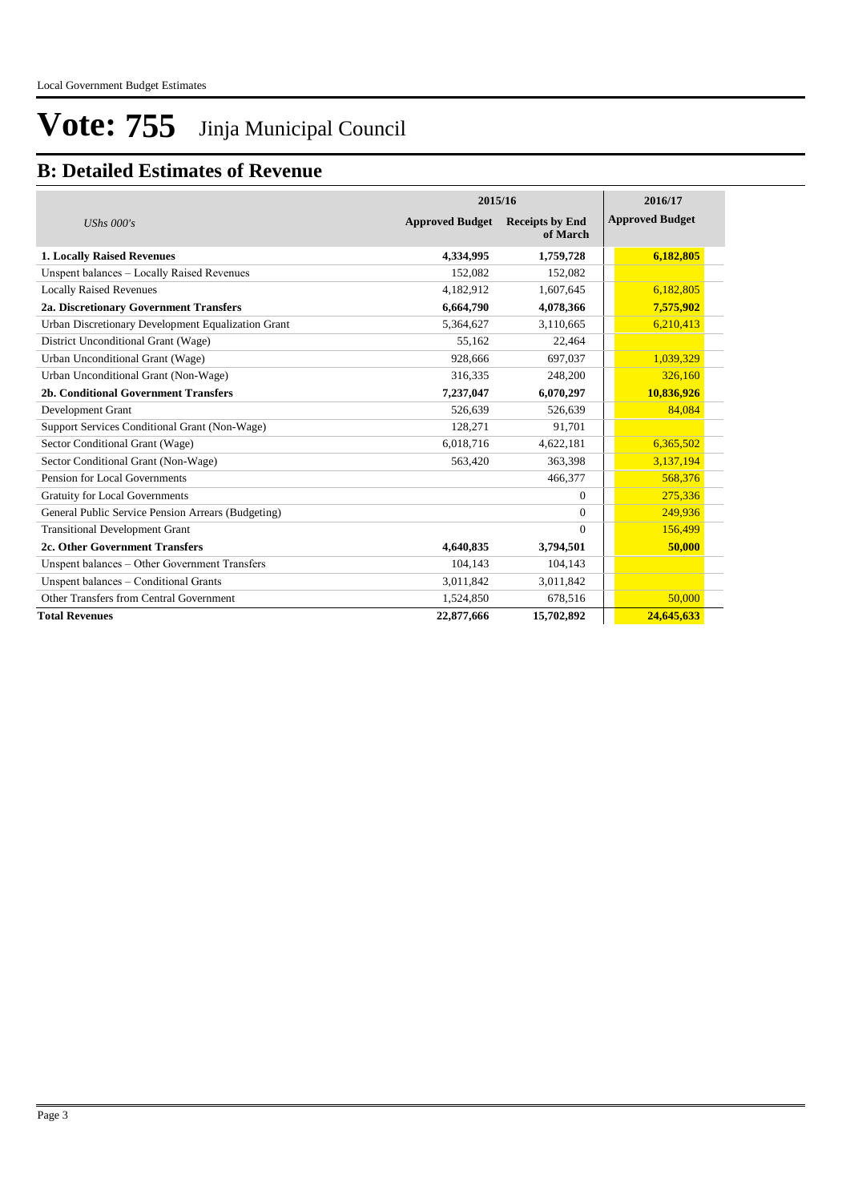# Vote: 755 Jinja Municipal Council

## B: Detailed Estimates of Revenue

| *UShs 000's* | 2015/16 Approved Budget | 2015/16 Receipts by End of March | 2016/17 Approved Budget |
|---|---|---|---|
| **1. Locally Raised Revenues** | **4,334,995** | **1,759,728** | **6,182,805** |
| Unspent balances – Locally Raised Revenues | 152,082 | 152,082 | |
| Locally Raised Revenues | 4,182,912 | 1,607,645 | 6,182,805 |
| **2a. Discretionary Government Transfers** | **6,664,790** | **4,078,366** | **7,575,902** |
| Urban Discretionary Development Equalization Grant | 5,364,627 | 3,110,665 | 6,210,413 |
| District Unconditional Grant (Wage) | 55,162 | 22,464 | |
| Urban Unconditional Grant (Wage) | 928,666 | 697,037 | 1,039,329 |
| Urban Unconditional Grant (Non-Wage) | 316,335 | 248,200 | 326,160 |
| **2b. Conditional Government Transfers** | **7,237,047** | **6,070,297** | **10,836,926** |
| Development Grant | 526,639 | 526,639 | 84,084 |
| Support Services Conditional Grant (Non-Wage) | 128,271 | 91,701 | |
| Sector Conditional Grant (Wage) | 6,018,716 | 4,622,181 | 6,365,502 |
| Sector Conditional Grant (Non-Wage) | 563,420 | 363,398 | 3,137,194 |
| Pension for Local Governments | | 466,377 | 568,376 |
| Gratuity for Local Governments | | 0 | 275,336 |
| General Public Service Pension Arrears (Budgeting) | | 0 | 249,936 |
| Transitional Development Grant | | 0 | 156,499 |
| **2c. Other Government Transfers** | **4,640,835** | **3,794,501** | **50,000** |
| Unspent balances – Other Government Transfers | 104,143 | 104,143 | |
| Unspent balances – Conditional Grants | 3,011,842 | 3,011,842 | |
| Other Transfers from Central Government | 1,524,850 | 678,516 | 50,000 |
| **Total Revenues** | **22,877,666** | **15,702,892** | **24,645,633** |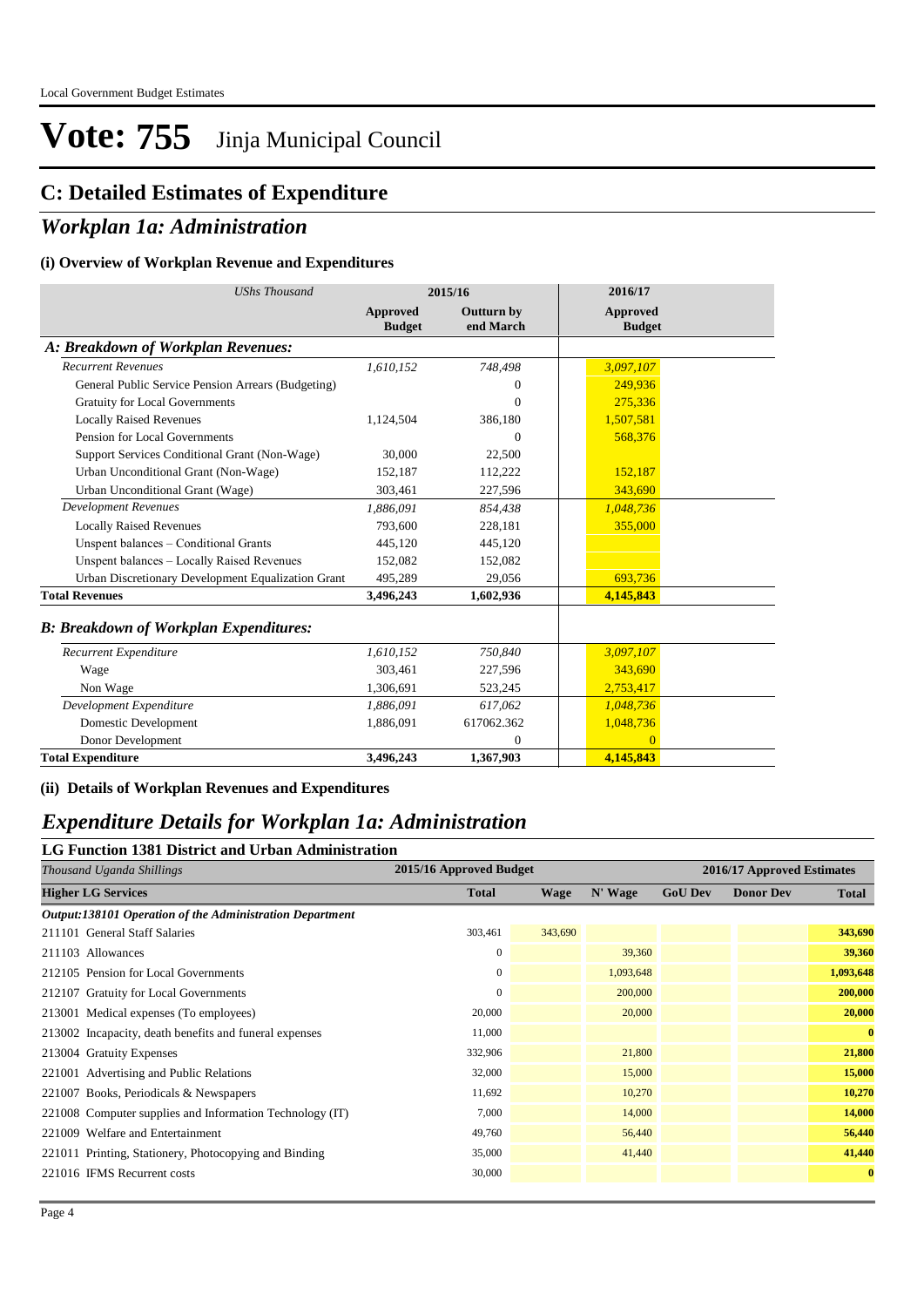Local Government Budget Estimates

# Vote: 755 Jinja Municipal Council

## C: Detailed Estimates of Expenditure

## *Workplan 1a: Administration*

### (i) Overview of Workplan Revenue and Expenditures

| *UShs Thousand* | 2015/16 | | 2016/17 |
|---|---|---|---|
| | **Approved Budget** | **Outturn by end March** | **Approved Budget** |
| ***A: Breakdown of Workplan Revenues:*** | | | |
| *Recurrent Revenues* | *1,610,152* | *748,498* | *3,097,107* |
| General Public Service Pension Arrears (Budgeting) | | 0 | 249,936 |
| Gratuity for Local Governments | | 0 | 275,336 |
| Locally Raised Revenues | 1,124,504 | 386,180 | 1,507,581 |
| Pension for Local Governments | | 0 | 568,376 |
| Support Services Conditional Grant (Non-Wage) | 30,000 | 22,500 | |
| Urban Unconditional Grant (Non-Wage) | 152,187 | 112,222 | 152,187 |
| Urban Unconditional Grant (Wage) | 303,461 | 227,596 | 343,690 |
| *Development Revenues* | *1,886,091* | *854,438* | *1,048,736* |
| Locally Raised Revenues | 793,600 | 228,181 | 355,000 |
| Unspent balances – Conditional Grants | 445,120 | 445,120 | |
| Unspent balances – Locally Raised Revenues | 152,082 | 152,082 | |
| Urban Discretionary Development Equalization Grant | 495,289 | 29,056 | 693,736 |
| **Total Revenues** | **3,496,243** | **1,602,936** | **4,145,843** |
| ***B: Breakdown of Workplan Expenditures:*** | | | |
| *Recurrent Expenditure* | *1,610,152* | *750,840* | *3,097,107* |
| Wage | 303,461 | 227,596 | 343,690 |
| Non Wage | 1,306,691 | 523,245 | 2,753,417 |
| *Development Expenditure* | *1,886,091* | *617,062* | *1,048,736* |
| Domestic Development | 1,886,091 | 617062.362 | 1,048,736 |
| Donor Development | | 0 | 0 |
| **Total Expenditure** | **3,496,243** | **1,367,903** | **4,145,843** |

### (ii) Details of Workplan Revenues and Expenditures

## *Expenditure Details for Workplan 1a: Administration*

### LG Function 1381 District and Urban Administration

| *Thousand Uganda Shillings* | 2015/16 Approved Budget | 2016/17 Approved Estimates | | | | |
|---|---|---|---|---|---|---|
| **Higher LG Services** | **Total** | **Wage** | **N' Wage** | **GoU Dev** | **Donor Dev** | **Total** |
| ***Output:138101 Operation of the Administration Department*** | | | | | | |
| 211101 General Staff Salaries | 303,461 | 343,690 | | | | **343,690** |
| 211103 Allowances | 0 | | 39,360 | | | **39,360** |
| 212105 Pension for Local Governments | 0 | | 1,093,648 | | | **1,093,648** |
| 212107 Gratuity for Local Governments | 0 | | 200,000 | | | **200,000** |
| 213001 Medical expenses (To employees) | 20,000 | | 20,000 | | | **20,000** |
| 213002 Incapacity, death benefits and funeral expenses | 11,000 | | | | | **0** |
| 213004 Gratuity Expenses | 332,906 | | 21,800 | | | **21,800** |
| 221001 Advertising and Public Relations | 32,000 | | 15,000 | | | **15,000** |
| 221007 Books, Periodicals & Newspapers | 11,692 | | 10,270 | | | **10,270** |
| 221008 Computer supplies and Information Technology (IT) | 7,000 | | 14,000 | | | **14,000** |
| 221009 Welfare and Entertainment | 49,760 | | 56,440 | | | **56,440** |
| 221011 Printing, Stationery, Photocopying and Binding | 35,000 | | 41,440 | | | **41,440** |
| 221016 IFMS Recurrent costs | 30,000 | | | | | **0** |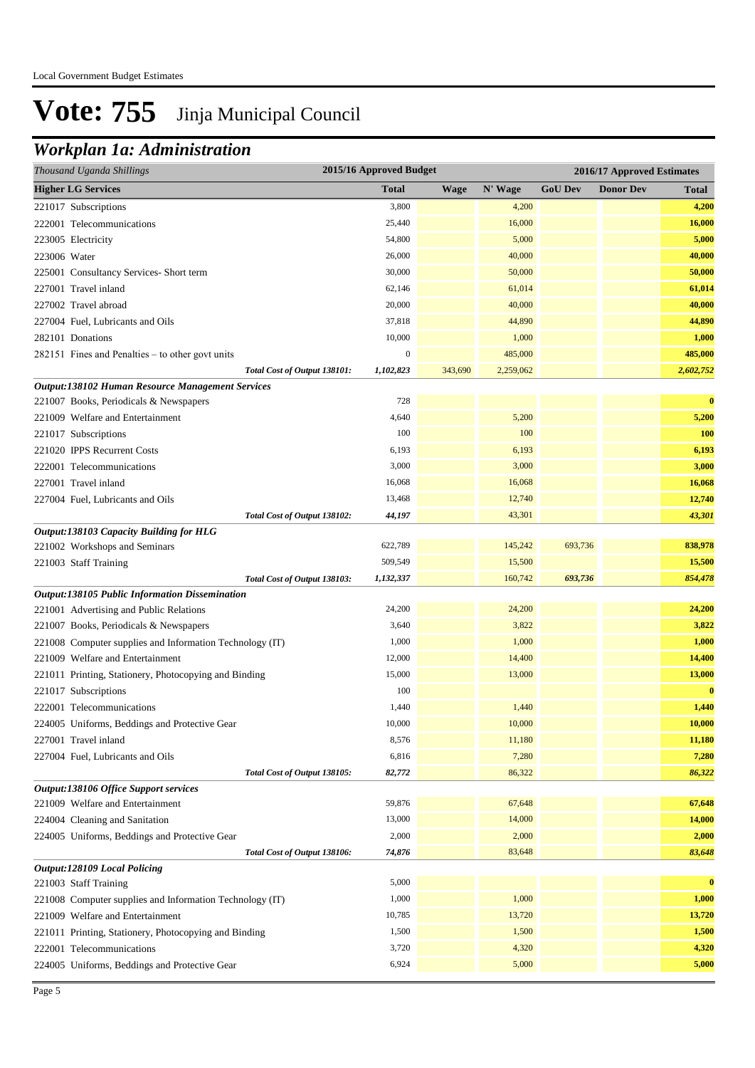# Vote: 755 Jinja Municipal Council

## *Workplan 1a: Administration*

| *Thousand Uganda Shillings* | 2015/16 Approved Budget | 2016/17 Approved Estimates | | | | |
|---|---|---|---|---|---|---|
| **Higher LG Services** | **Total** | **Wage** | **N' Wage** | **GoU Dev** | **Donor Dev** | **Total** |
| 221017 Subscriptions | 3,800 | | 4,200 | | | **4,200** |
| 222001 Telecommunications | 25,440 | | 16,000 | | | **16,000** |
| 223005 Electricity | 54,800 | | 5,000 | | | **5,000** |
| 223006 Water | 26,000 | | 40,000 | | | **40,000** |
| 225001 Consultancy Services- Short term | 30,000 | | 50,000 | | | **50,000** |
| 227001 Travel inland | 62,146 | | 61,014 | | | **61,014** |
| 227002 Travel abroad | 20,000 | | 40,000 | | | **40,000** |
| 227004 Fuel, Lubricants and Oils | 37,818 | | 44,890 | | | **44,890** |
| 282101 Donations | 10,000 | | 1,000 | | | **1,000** |
| 282151 Fines and Penalties – to other govt units | 0 | | 485,000 | | | **485,000** |
| *Total Cost of Output 138101:* | *1,102,823* | 343,690 | 2,259,062 | | | ***2,602,752*** |
| ***Output:138102 Human Resource Management Services*** | | | | | | |
| 221007 Books, Periodicals & Newspapers | 728 | | | | | **0** |
| 221009 Welfare and Entertainment | 4,640 | | 5,200 | | | **5,200** |
| 221017 Subscriptions | 100 | | 100 | | | **100** |
| 221020 IPPS Recurrent Costs | 6,193 | | 6,193 | | | **6,193** |
| 222001 Telecommunications | 3,000 | | 3,000 | | | **3,000** |
| 227001 Travel inland | 16,068 | | 16,068 | | | **16,068** |
| 227004 Fuel, Lubricants and Oils | 13,468 | | 12,740 | | | **12,740** |
| *Total Cost of Output 138102:* | *44,197* | | 43,301 | | | ***43,301*** |
| ***Output:138103 Capacity Building for HLG*** | | | | | | |
| 221002 Workshops and Seminars | 622,789 | | 145,242 | 693,736 | | **838,978** |
| 221003 Staff Training | 509,549 | | 15,500 | | | **15,500** |
| *Total Cost of Output 138103:* | *1,132,337* | | 160,742 | *693,736* | | ***854,478*** |
| ***Output:138105 Public Information Dissemination*** | | | | | | |
| 221001 Advertising and Public Relations | 24,200 | | 24,200 | | | **24,200** |
| 221007 Books, Periodicals & Newspapers | 3,640 | | 3,822 | | | **3,822** |
| 221008 Computer supplies and Information Technology (IT) | 1,000 | | 1,000 | | | **1,000** |
| 221009 Welfare and Entertainment | 12,000 | | 14,400 | | | **14,400** |
| 221011 Printing, Stationery, Photocopying and Binding | 15,000 | | 13,000 | | | **13,000** |
| 221017 Subscriptions | 100 | | | | | **0** |
| 222001 Telecommunications | 1,440 | | 1,440 | | | **1,440** |
| 224005 Uniforms, Beddings and Protective Gear | 10,000 | | 10,000 | | | **10,000** |
| 227001 Travel inland | 8,576 | | 11,180 | | | **11,180** |
| 227004 Fuel, Lubricants and Oils | 6,816 | | 7,280 | | | **7,280** |
| *Total Cost of Output 138105:* | *82,772* | | 86,322 | | | ***86,322*** |
| ***Output:138106 Office Support services*** | | | | | | |
| 221009 Welfare and Entertainment | 59,876 | | 67,648 | | | **67,648** |
| 224004 Cleaning and Sanitation | 13,000 | | 14,000 | | | **14,000** |
| 224005 Uniforms, Beddings and Protective Gear | 2,000 | | 2,000 | | | **2,000** |
| *Total Cost of Output 138106:* | *74,876* | | 83,648 | | | ***83,648*** |
| ***Output:128109 Local Policing*** | | | | | | |
| 221003 Staff Training | 5,000 | | | | | **0** |
| 221008 Computer supplies and Information Technology (IT) | 1,000 | | 1,000 | | | **1,000** |
| 221009 Welfare and Entertainment | 10,785 | | 13,720 | | | **13,720** |
| 221011 Printing, Stationery, Photocopying and Binding | 1,500 | | 1,500 | | | **1,500** |
| 222001 Telecommunications | 3,720 | | 4,320 | | | **4,320** |
| 224005 Uniforms, Beddings and Protective Gear | 6,924 | | 5,000 | | | **5,000** |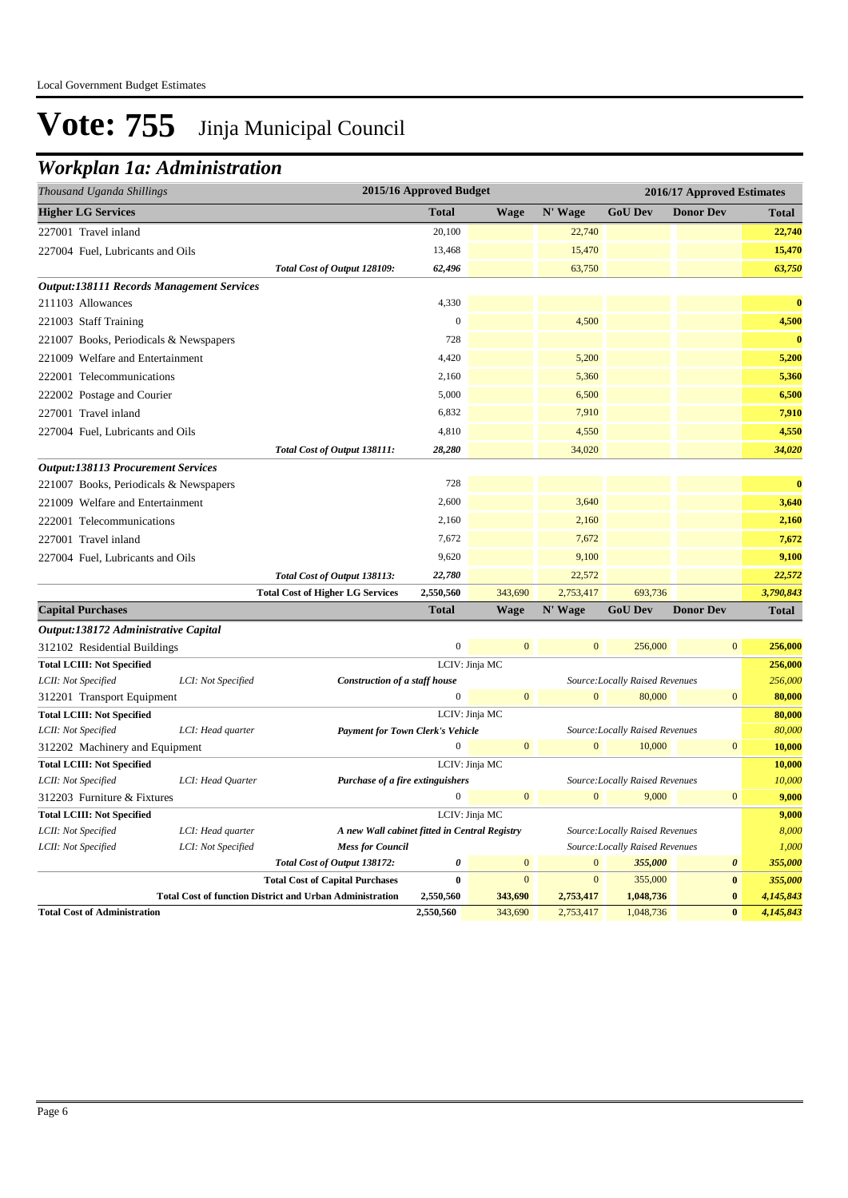# Vote: 755 Jinja Municipal Council

## Workplan 1a: Administration

| Thousand Uganda Shillings | | | 2015/16 Approved Budget | 2016/17 Approved Estimates | | | | |
|---|---|---|---|---|---|---|---|---|
| **Higher LG Services** | | | **Total** | **Wage** | **N' Wage** | **GoU Dev** | **Donor Dev** | **Total** |
| 227001 Travel inland | | | 20,100 | | 22,740 | | | **22,740** |
| 227004 Fuel, Lubricants and Oils | | | 13,468 | | 15,470 | | | **15,470** |
| | | *Total Cost of Output 128109:* | *62,496* | | 63,750 | | | ***63,750*** |
| ***Output:138111 Records Management Services*** | | | | | | | | |
| 211103 Allowances | | | 4,330 | | | | | **0** |
| 221003 Staff Training | | | 0 | | 4,500 | | | **4,500** |
| 221007 Books, Periodicals & Newspapers | | | 728 | | | | | **0** |
| 221009 Welfare and Entertainment | | | 4,420 | | 5,200 | | | **5,200** |
| 222001 Telecommunications | | | 2,160 | | 5,360 | | | **5,360** |
| 222002 Postage and Courier | | | 5,000 | | 6,500 | | | **6,500** |
| 227001 Travel inland | | | 6,832 | | 7,910 | | | **7,910** |
| 227004 Fuel, Lubricants and Oils | | | 4,810 | | 4,550 | | | **4,550** |
| | | *Total Cost of Output 138111:* | *28,280* | | 34,020 | | | ***34,020*** |
| ***Output:138113 Procurement Services*** | | | | | | | | |
| 221007 Books, Periodicals & Newspapers | | | 728 | | | | | **0** |
| 221009 Welfare and Entertainment | | | 2,600 | | 3,640 | | | **3,640** |
| 222001 Telecommunications | | | 2,160 | | 2,160 | | | **2,160** |
| 227001 Travel inland | | | 7,672 | | 7,672 | | | **7,672** |
| 227004 Fuel, Lubricants and Oils | | | 9,620 | | 9,100 | | | **9,100** |
| | | *Total Cost of Output 138113:* | *22,780* | | 22,572 | | | ***22,572*** |
| | | **Total Cost of Higher LG Services** | **2,550,560** | 343,690 | 2,753,417 | 693,736 | | ***3,790,843*** |
| **Capital Purchases** | | | **Total** | **Wage** | **N' Wage** | **GoU Dev** | **Donor Dev** | **Total** |
| ***Output:138172 Administrative Capital*** | | | | | | | | |
| 312102 Residential Buildings | | | 0 | 0 | 0 | 256,000 | 0 | **256,000** |
| **Total LCIII: Not Specified** | | | LCIV: Jinja MC | | | | | **256,000** |
| *LCII: Not Specified* | *LCI: Not Specified* | ***Construction of a staff house*** | | | | *Source:Locally Raised Revenues* | | *256,000* |
| 312201 Transport Equipment | | | 0 | 0 | 0 | 80,000 | 0 | **80,000** |
| **Total LCIII: Not Specified** | | | LCIV: Jinja MC | | | | | **80,000** |
| *LCII: Not Specified* | *LCI: Head quarter* | ***Payment for Town Clerk's Vehicle*** | | | | *Source:Locally Raised Revenues* | | *80,000* |
| 312202 Machinery and Equipment | | | 0 | 0 | 0 | 10,000 | 0 | **10,000** |
| **Total LCIII: Not Specified** | | | LCIV: Jinja MC | | | | | **10,000** |
| *LCII: Not Specified* | *LCI: Head Quarter* | ***Purchase of a fire extinguishers*** | | | | *Source:Locally Raised Revenues* | | *10,000* |
| 312203 Furniture & Fixtures | | | 0 | 0 | 0 | 9,000 | 0 | **9,000** |
| **Total LCIII: Not Specified** | | | LCIV: Jinja MC | | | | | **9,000** |
| *LCII: Not Specified* | *LCI: Head quarter* | ***A new Wall cabinet fitted in Central Registry*** | | | | *Source:Locally Raised Revenues* | | *8,000* |
| *LCII: Not Specified* | *LCI: Not Specified* | ***Mess for Council*** | | | | *Source:Locally Raised Revenues* | | *1,000* |
| | | *Total Cost of Output 138172:* | *0* | 0 | 0 | *355,000* | *0* | ***355,000*** |
| | | **Total Cost of Capital Purchases** | **0** | 0 | 0 | 355,000 | **0** | ***355,000*** |
| | | **Total Cost of function District and Urban Administration** | **2,550,560** | **343,690** | **2,753,417** | **1,048,736** | **0** | ***4,145,843*** |
| **Total Cost of Administration** | | | **2,550,560** | 343,690 | 2,753,417 | 1,048,736 | **0** | ***4,145,843*** |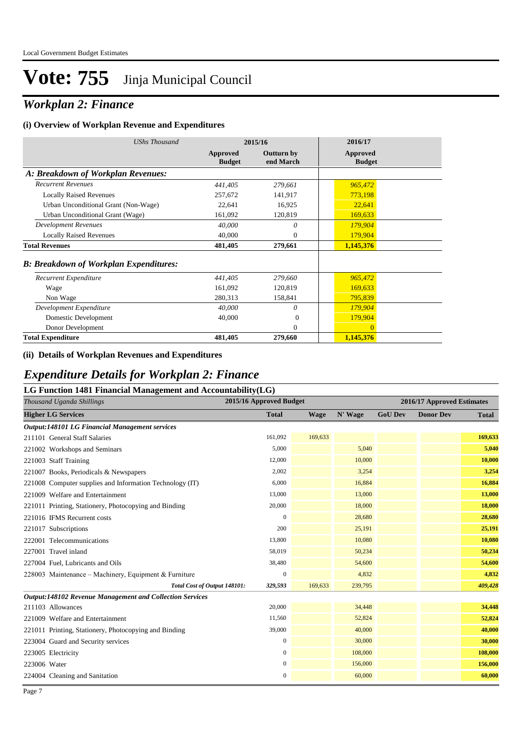# Vote: 755 Jinja Municipal Council

## *Workplan 2: Finance*

### (i) Overview of Workplan Revenue and Expenditures

| *UShs Thousand* | 2015/16 | | 2016/17 |
|---|---|---|---|
| | **Approved Budget** | **Outturn by end March** | **Approved Budget** |
| ***A: Breakdown of Workplan Revenues:*** | | | |
| *Recurrent Revenues* | *441,405* | *279,661* | *965,472* |
| Locally Raised Revenues | 257,672 | 141,917 | 773,198 |
| Urban Unconditional Grant (Non-Wage) | 22,641 | 16,925 | 22,641 |
| Urban Unconditional Grant (Wage) | 161,092 | 120,819 | 169,633 |
| *Development Revenues* | *40,000* | *0* | *179,904* |
| Locally Raised Revenues | 40,000 | 0 | 179,904 |
| **Total Revenues** | **481,405** | **279,661** | **1,145,376** |
| ***B: Breakdown of Workplan Expenditures:*** | | | |
| *Recurrent Expenditure* | *441,405* | *279,660* | *965,472* |
| Wage | 161,092 | 120,819 | 169,633 |
| Non Wage | 280,313 | 158,841 | 795,839 |
| *Development Expenditure* | *40,000* | *0* | *179,904* |
| Domestic Development | 40,000 | 0 | 179,904 |
| Donor Development | | 0 | 0 |
| **Total Expenditure** | **481,405** | **279,660** | **1,145,376** |

### (ii) Details of Workplan Revenues and Expenditures

## *Expenditure Details for Workplan 2: Finance*

### LG Function 1481 Financial Management and Accountability(LG)

| *Thousand Uganda Shillings* | 2015/16 Approved Budget | 2016/17 Approved Estimates | | | | |
|---|---|---|---|---|---|---|
| **Higher LG Services** | **Total** | **Wage** | **N' Wage** | **GoU Dev** | **Donor Dev** | **Total** |
| ***Output:148101 LG Financial Management services*** | | | | | | |
| 211101 General Staff Salaries | 161,092 | 169,633 | | | | **169,633** |
| 221002 Workshops and Seminars | 5,000 | | 5,040 | | | **5,040** |
| 221003 Staff Training | 12,000 | | 10,000 | | | **10,000** |
| 221007 Books, Periodicals & Newspapers | 2,002 | | 3,254 | | | **3,254** |
| 221008 Computer supplies and Information Technology (IT) | 6,000 | | 16,884 | | | **16,884** |
| 221009 Welfare and Entertainment | 13,000 | | 13,000 | | | **13,000** |
| 221011 Printing, Stationery, Photocopying and Binding | 20,000 | | 18,000 | | | **18,000** |
| 221016 IFMS Recurrent costs | 0 | | 28,680 | | | **28,680** |
| 221017 Subscriptions | 200 | | 25,191 | | | **25,191** |
| 222001 Telecommunications | 13,800 | | 10,080 | | | **10,080** |
| 227001 Travel inland | 58,019 | | 50,234 | | | **50,234** |
| 227004 Fuel, Lubricants and Oils | 38,480 | | 54,600 | | | **54,600** |
| 228003 Maintenance – Machinery, Equipment & Furniture | 0 | | 4,832 | | | **4,832** |
| ***Total Cost of Output 148101:*** | ***329,593*** | 169,633 | 239,795 | | | ***409,428*** |
| ***Output:148102 Revenue Management and Collection Services*** | | | | | | |
| 211103 Allowances | 20,000 | | 34,448 | | | **34,448** |
| 221009 Welfare and Entertainment | 11,560 | | 52,824 | | | **52,824** |
| 221011 Printing, Stationery, Photocopying and Binding | 39,000 | | 40,000 | | | **40,000** |
| 223004 Guard and Security services | 0 | | 30,000 | | | **30,000** |
| 223005 Electricity | 0 | | 108,000 | | | **108,000** |
| 223006 Water | 0 | | 156,000 | | | **156,000** |
| 224004 Cleaning and Sanitation | 0 | | 60,000 | | | **60,000** |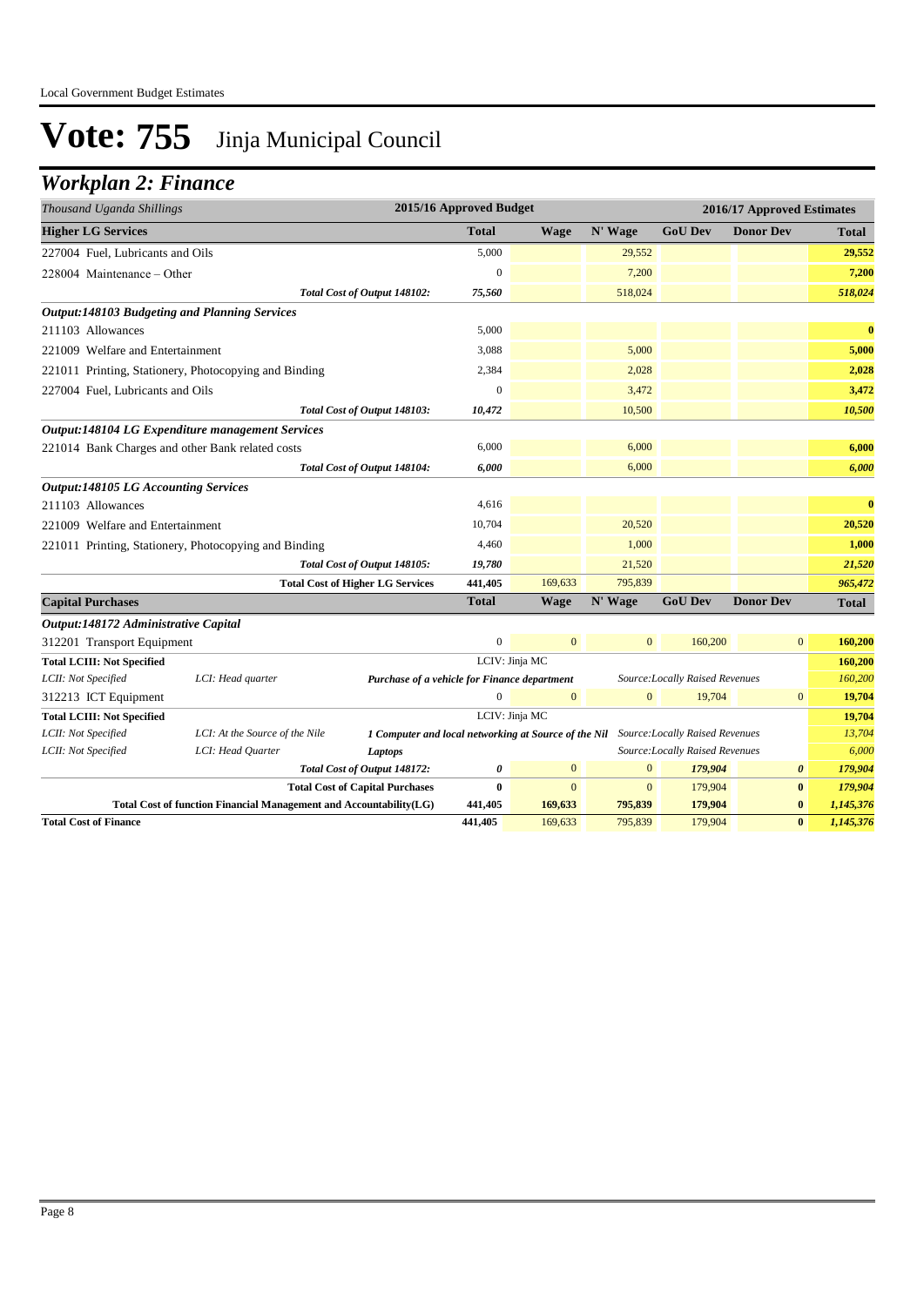# Vote: 755 Jinja Municipal Council

## *Workplan 2: Finance*

| *Thousand Uganda Shillings* | | | 2015/16 Approved Budget | 2016/17 Approved Estimates | | | | |
|---|---|---|---|---|---|---|---|---|
| **Higher LG Services** | | | **Total** | **Wage** | **N' Wage** | **GoU Dev** | **Donor Dev** | **Total** |
| 227004 Fuel, Lubricants and Oils | | | 5,000 | | 29,552 | | | **29,552** |
| 228004 Maintenance – Other | | | 0 | | 7,200 | | | **7,200** |
| | | *Total Cost of Output 148102:* | *75,560* | | 518,024 | | | ***518,024*** |
| ***Output:148103 Budgeting and Planning Services*** | | | | | | | | |
| 211103 Allowances | | | 5,000 | | | | | **0** |
| 221009 Welfare and Entertainment | | | 3,088 | | 5,000 | | | **5,000** |
| 221011 Printing, Stationery, Photocopying and Binding | | | 2,384 | | 2,028 | | | **2,028** |
| 227004 Fuel, Lubricants and Oils | | | 0 | | 3,472 | | | **3,472** |
| | | *Total Cost of Output 148103:* | *10,472* | | 10,500 | | | ***10,500*** |
| ***Output:148104 LG Expenditure management Services*** | | | | | | | | |
| 221014 Bank Charges and other Bank related costs | | | 6,000 | | 6,000 | | | **6,000** |
| | | *Total Cost of Output 148104:* | *6,000* | | 6,000 | | | ***6,000*** |
| ***Output:148105 LG Accounting Services*** | | | | | | | | |
| 211103 Allowances | | | 4,616 | | | | | **0** |
| 221009 Welfare and Entertainment | | | 10,704 | | 20,520 | | | **20,520** |
| 221011 Printing, Stationery, Photocopying and Binding | | | 4,460 | | 1,000 | | | **1,000** |
| | | *Total Cost of Output 148105:* | *19,780* | | 21,520 | | | ***21,520*** |
| | | **Total Cost of Higher LG Services** | **441,405** | 169,633 | 795,839 | | | ***965,472*** |
| **Capital Purchases** | | | **Total** | **Wage** | **N' Wage** | **GoU Dev** | **Donor Dev** | **Total** |
| ***Output:148172 Administrative Capital*** | | | | | | | | |
| 312201 Transport Equipment | | | 0 | 0 | 0 | 160,200 | 0 | **160,200** |
| **Total LCIII: Not Specified** | | | LCIV: Jinja MC | | | | | **160,200** |
| *LCII: Not Specified* | *LCI: Head quarter* | ***Purchase of a vehicle for Finance department*** | | | *Source:Locally Raised Revenues* | | | *160,200* |
| 312213 ICT Equipment | | | 0 | 0 | 0 | 19,704 | 0 | **19,704** |
| **Total LCIII: Not Specified** | | | LCIV: Jinja MC | | | | | **19,704** |
| *LCII: Not Specified* | *LCI: At the Source of the Nile* | ***1 Computer and local networking at Source of the Nil*** | | | *Source:Locally Raised Revenues* | | | *13,704* |
| *LCII: Not Specified* | *LCI: Head Quarter* | ***Laptops*** | | | *Source:Locally Raised Revenues* | | | *6,000* |
| | | *Total Cost of Output 148172:* | ***0*** | 0 | 0 | ***179,904*** | ***0*** | ***179,904*** |
| | | **Total Cost of Capital Purchases** | **0** | 0 | 0 | 179,904 | **0** | ***179,904*** |
| | **Total Cost of function Financial Management and Accountability(LG)** | | **441,405** | **169,633** | **795,839** | **179,904** | **0** | ***1,145,376*** |
| **Total Cost of Finance** | | | **441,405** | 169,633 | 795,839 | 179,904 | **0** | ***1,145,376*** |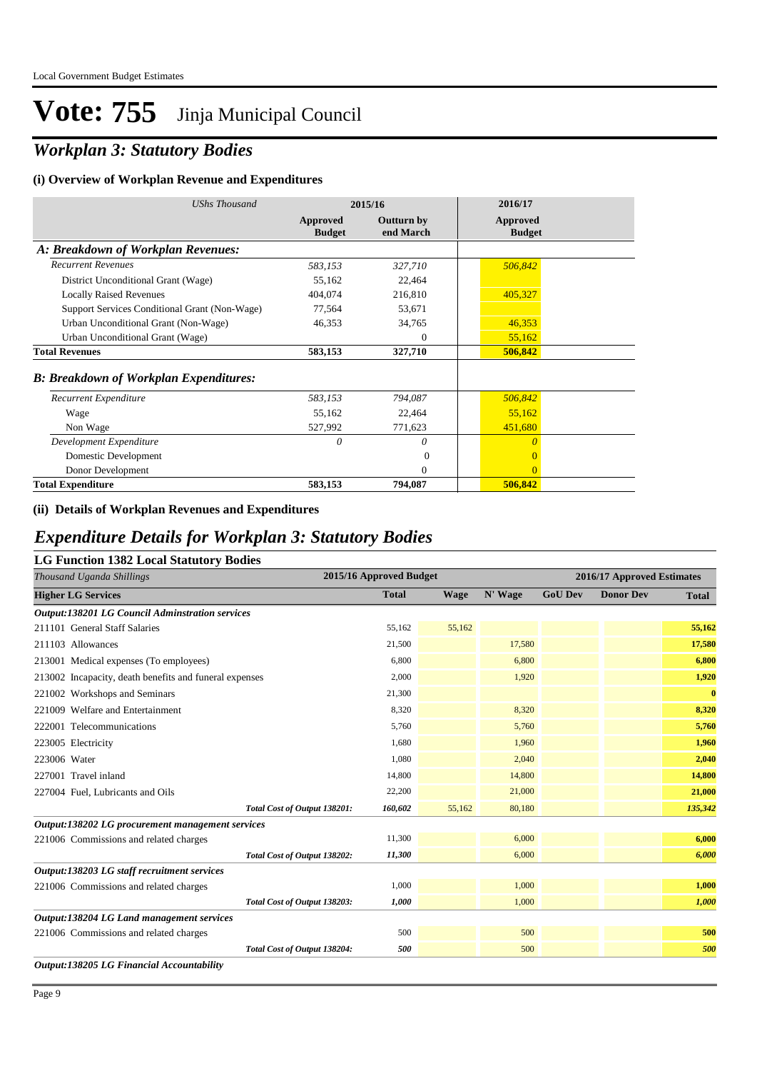# Vote: 755 Jinja Municipal Council

## *Workplan 3: Statutory Bodies*

### (i) Overview of Workplan Revenue and Expenditures

| *UShs Thousand* | 2015/16 Approved Budget | 2015/16 Outturn by end March | 2016/17 Approved Budget |
|---|---|---|---|
| ***A: Breakdown of Workplan Revenues:*** | | | |
| *Recurrent Revenues* | *583,153* | *327,710* | *506,842* |
| District Unconditional Grant (Wage) | 55,162 | 22,464 | |
| Locally Raised Revenues | 404,074 | 216,810 | 405,327 |
| Support Services Conditional Grant (Non-Wage) | 77,564 | 53,671 | |
| Urban Unconditional Grant (Non-Wage) | 46,353 | 34,765 | 46,353 |
| Urban Unconditional Grant (Wage) | | 0 | 55,162 |
| **Total Revenues** | **583,153** | **327,710** | **506,842** |
| ***B: Breakdown of Workplan Expenditures:*** | | | |
| *Recurrent Expenditure* | *583,153* | *794,087* | *506,842* |
| Wage | 55,162 | 22,464 | 55,162 |
| Non Wage | 527,992 | 771,623 | 451,680 |
| *Development Expenditure* | *0* | *0* | *0* |
| Domestic Development | | 0 | 0 |
| Donor Development | | 0 | 0 |
| **Total Expenditure** | **583,153** | **794,087** | **506,842** |

### (ii) Details of Workplan Revenues and Expenditures

## *Expenditure Details for Workplan 3: Statutory Bodies*

### LG Function 1382 Local Statutory Bodies

| *Thousand Uganda Shillings* | 2015/16 Approved Budget | 2016/17 Approved Estimates | | | | |
|---|---|---|---|---|---|---|
| **Higher LG Services** | **Total** | **Wage** | **N' Wage** | **GoU Dev** | **Donor Dev** | **Total** |
| ***Output:138201 LG Council Adminstration services*** | | | | | | |
| 211101 General Staff Salaries | 55,162 | 55,162 | | | | 55,162 |
| 211103 Allowances | 21,500 | | 17,580 | | | 17,580 |
| 213001 Medical expenses (To employees) | 6,800 | | 6,800 | | | 6,800 |
| 213002 Incapacity, death benefits and funeral expenses | 2,000 | | 1,920 | | | 1,920 |
| 221002 Workshops and Seminars | 21,300 | | | | | 0 |
| 221009 Welfare and Entertainment | 8,320 | | 8,320 | | | 8,320 |
| 222001 Telecommunications | 5,760 | | 5,760 | | | 5,760 |
| 223005 Electricity | 1,680 | | 1,960 | | | 1,960 |
| 223006 Water | 1,080 | | 2,040 | | | 2,040 |
| 227001 Travel inland | 14,800 | | 14,800 | | | 14,800 |
| 227004 Fuel, Lubricants and Oils | 22,200 | | 21,000 | | | 21,000 |
| *Total Cost of Output 138201:* | *160,602* | 55,162 | 80,180 | | | *135,342* |
| ***Output:138202 LG procurement management services*** | | | | | | |
| 221006 Commissions and related charges | 11,300 | | 6,000 | | | 6,000 |
| *Total Cost of Output 138202:* | *11,300* | | 6,000 | | | *6,000* |
| ***Output:138203 LG staff recruitment services*** | | | | | | |
| 221006 Commissions and related charges | 1,000 | | 1,000 | | | 1,000 |
| *Total Cost of Output 138203:* | *1,000* | | 1,000 | | | *1,000* |
| ***Output:138204 LG Land management services*** | | | | | | |
| 221006 Commissions and related charges | 500 | | 500 | | | 500 |
| *Total Cost of Output 138204:* | *500* | | 500 | | | *500* |
| ***Output:138205 LG Financial Accountability*** | | | | | | |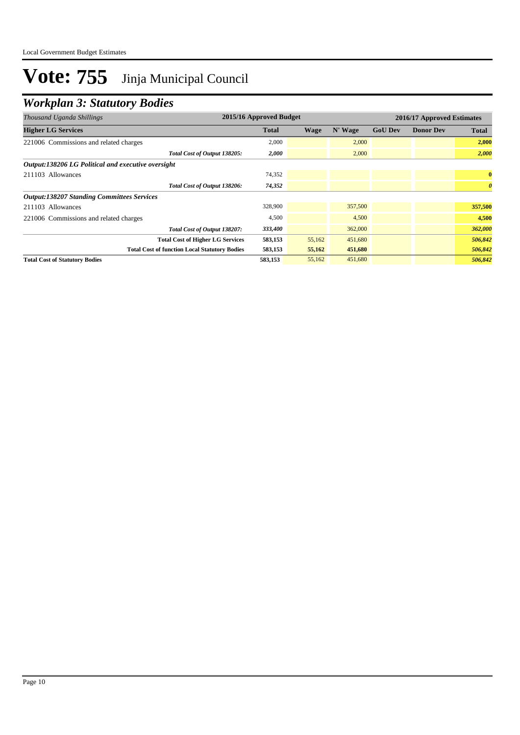# Vote: 755 Jinja Municipal Council

## *Workplan 3: Statutory Bodies*

| *Thousand Uganda Shillings* | 2015/16 Approved Budget | 2016/17 Approved Estimates | | | | |
|---|---|---|---|---|---|---|
| **Higher LG Services** | **Total** | **Wage** | **N' Wage** | **GoU Dev** | **Donor Dev** | **Total** |
| 221006 Commissions and related charges | 2,000 | | 2,000 | | | **2,000** |
| *Total Cost of Output 138205:* | ***2,000*** | | 2,000 | | | ***2,000*** |
| ***Output:138206 LG Political and executive oversight*** | | | | | | |
| 211103 Allowances | 74,352 | | | | | **0** |
| *Total Cost of Output 138206:* | ***74,352*** | | | | | ***0*** |
| ***Output:138207 Standing Committees Services*** | | | | | | |
| 211103 Allowances | 328,900 | | 357,500 | | | **357,500** |
| 221006 Commissions and related charges | 4,500 | | 4,500 | | | **4,500** |
| *Total Cost of Output 138207:* | ***333,400*** | | 362,000 | | | ***362,000*** |
| **Total Cost of Higher LG Services** | **583,153** | 55,162 | 451,680 | | | ***506,842*** |
| **Total Cost of function Local Statutory Bodies** | **583,153** | **55,162** | **451,680** | | | ***506,842*** |
| **Total Cost of Statutory Bodies** | **583,153** | 55,162 | 451,680 | | | ***506,842*** |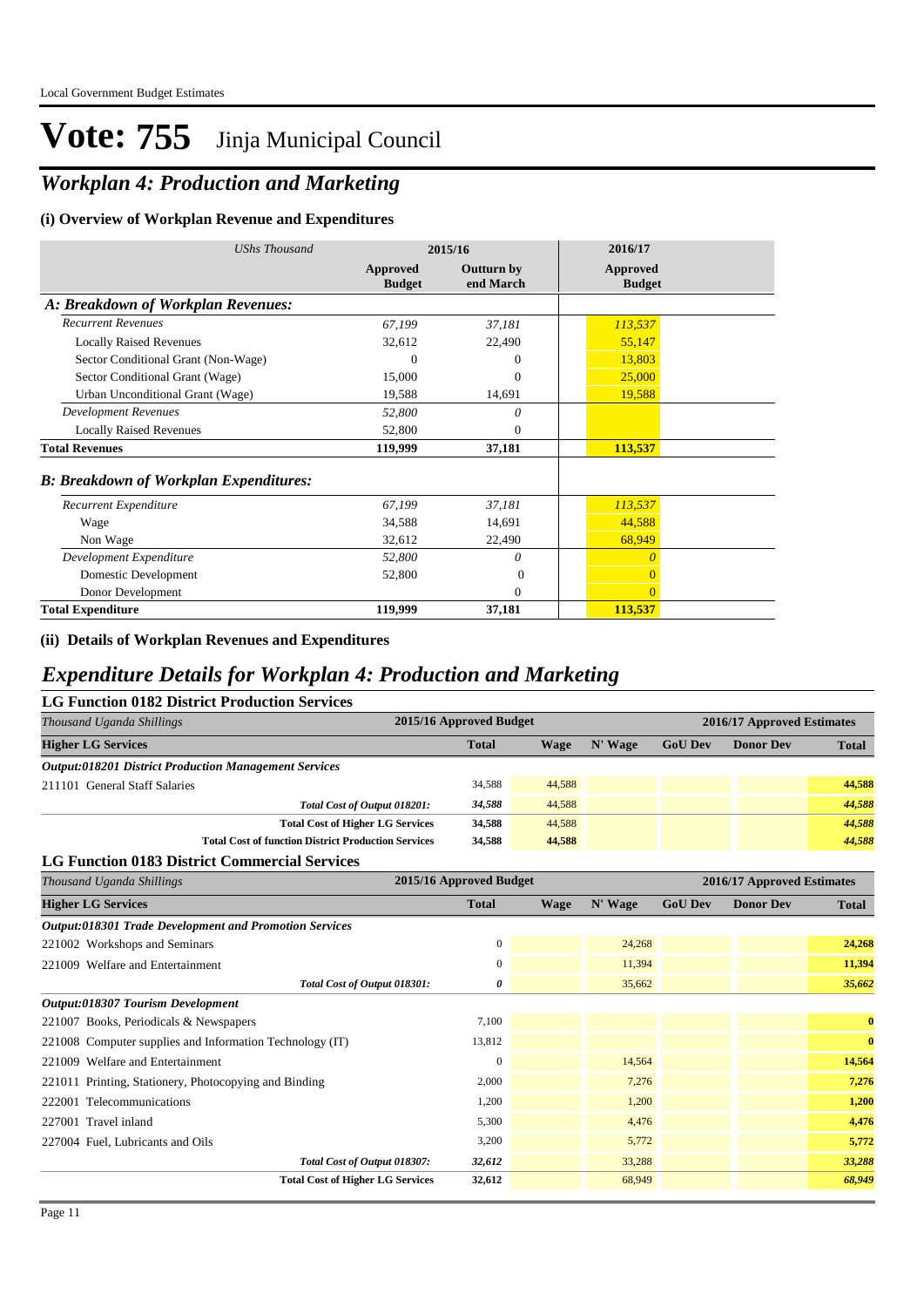# Vote: 755 Jinja Municipal Council

## *Workplan 4: Production and Marketing*

### (i) Overview of Workplan Revenue and Expenditures

| *UShs Thousand* | 2015/16 | | 2016/17 |
|---|---|---|---|
| | **Approved Budget** | **Outturn by end March** | **Approved Budget** |
| ***A: Breakdown of Workplan Revenues:*** | | | |
| *Recurrent Revenues* | *67,199* | *37,181* | *113,537* |
| Locally Raised Revenues | 32,612 | 22,490 | 55,147 |
| Sector Conditional Grant (Non-Wage) | 0 | 0 | 13,803 |
| Sector Conditional Grant (Wage) | 15,000 | 0 | 25,000 |
| Urban Unconditional Grant (Wage) | 19,588 | 14,691 | 19,588 |
| *Development Revenues* | *52,800* | *0* | |
| Locally Raised Revenues | 52,800 | 0 | |
| **Total Revenues** | **119,999** | **37,181** | **113,537** |
| ***B: Breakdown of Workplan Expenditures:*** | | | |
| *Recurrent Expenditure* | *67,199* | *37,181* | *113,537* |
| Wage | 34,588 | 14,691 | 44,588 |
| Non Wage | 32,612 | 22,490 | 68,949 |
| *Development Expenditure* | *52,800* | *0* | *0* |
| Domestic Development | 52,800 | 0 | 0 |
| Donor Development | | 0 | 0 |
| **Total Expenditure** | **119,999** | **37,181** | **113,537** |

### (ii) Details of Workplan Revenues and Expenditures

## *Expenditure Details for Workplan 4: Production and Marketing*

### LG Function 0182 District Production Services

| *Thousand Uganda Shillings* | 2015/16 Approved Budget | 2016/17 Approved Estimates | | | | |
|---|---|---|---|---|---|---|
| **Higher LG Services** | **Total** | **Wage** | **N' Wage** | **GoU Dev** | **Donor Dev** | **Total** |
| ***Output:018201 District Production Management Services*** | | | | | | |
| 211101 General Staff Salaries | 34,588 | 44,588 | | | | **44,588** |
| *Total Cost of Output 018201:* | *34,588* | 44,588 | | | | *44,588* |
| **Total Cost of Higher LG Services** | **34,588** | 44,588 | | | | *44,588* |
| **Total Cost of function District Production Services** | **34,588** | **44,588** | | | | *44,588* |

### LG Function 0183 District Commercial Services

| *Thousand Uganda Shillings* | 2015/16 Approved Budget | 2016/17 Approved Estimates | | | | |
|---|---|---|---|---|---|---|
| **Higher LG Services** | **Total** | **Wage** | **N' Wage** | **GoU Dev** | **Donor Dev** | **Total** |
| ***Output:018301 Trade Development and Promotion Services*** | | | | | | |
| 221002 Workshops and Seminars | 0 | | 24,268 | | | **24,268** |
| 221009 Welfare and Entertainment | 0 | | 11,394 | | | **11,394** |
| *Total Cost of Output 018301:* | *0* | | 35,662 | | | *35,662* |
| ***Output:018307 Tourism Development*** | | | | | | |
| 221007 Books, Periodicals & Newspapers | 7,100 | | | | | **0** |
| 221008 Computer supplies and Information Technology (IT) | 13,812 | | | | | **0** |
| 221009 Welfare and Entertainment | 0 | | 14,564 | | | **14,564** |
| 221011 Printing, Stationery, Photocopying and Binding | 2,000 | | 7,276 | | | **7,276** |
| 222001 Telecommunications | 1,200 | | 1,200 | | | **1,200** |
| 227001 Travel inland | 5,300 | | 4,476 | | | **4,476** |
| 227004 Fuel, Lubricants and Oils | 3,200 | | 5,772 | | | **5,772** |
| *Total Cost of Output 018307:* | *32,612* | | 33,288 | | | *33,288* |
| **Total Cost of Higher LG Services** | **32,612** | | 68,949 | | | *68,949* |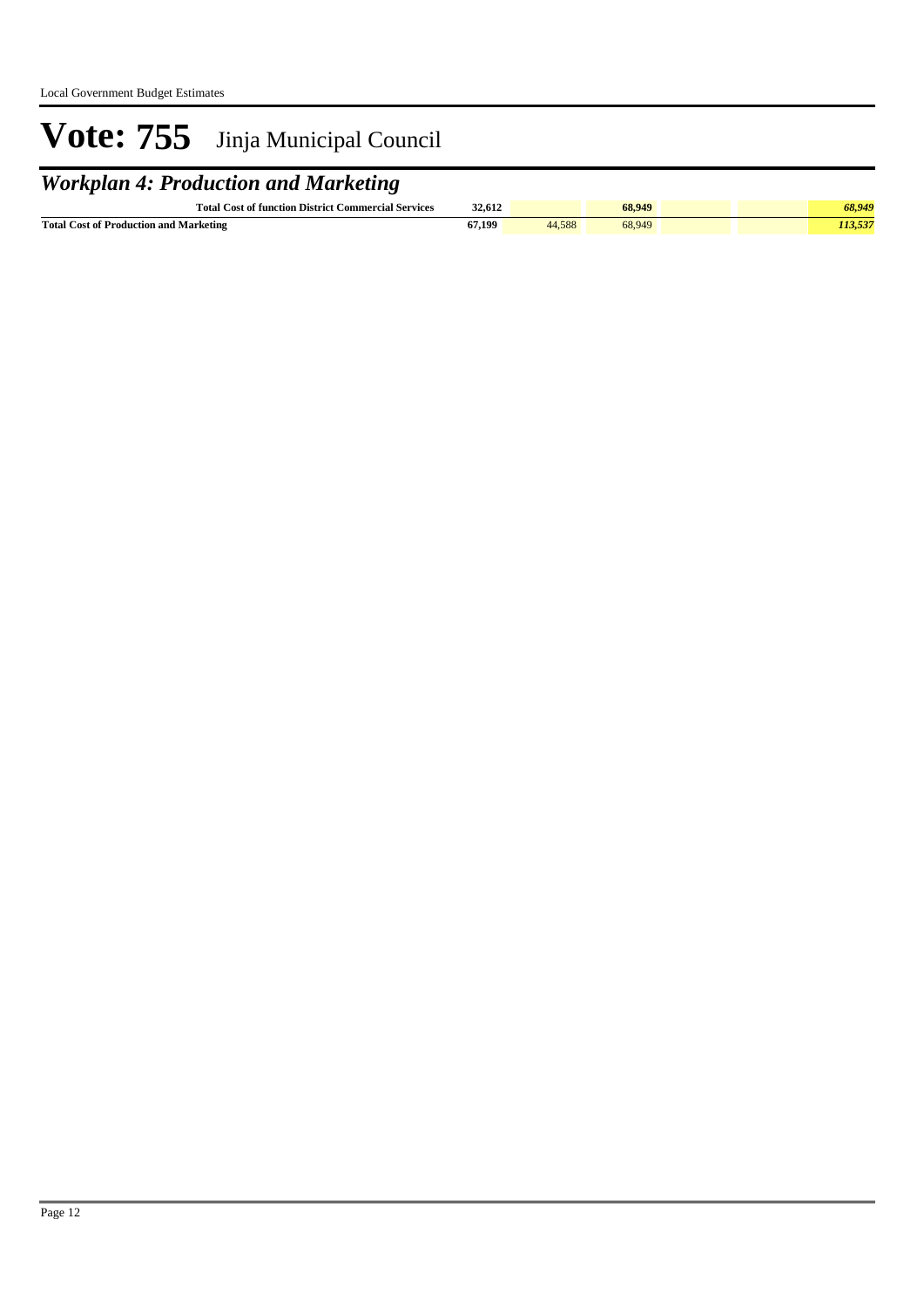# Vote: 755 Jinja Municipal Council

## *Workplan 4: Production and Marketing*

| | | | | | | |
|---|---|---|---|---|---|---|
| **Total Cost of function District Commercial Services** | **32,612** | | **68,949** | | | ***68,949*** |
| **Total Cost of Production and Marketing** | **67,199** | 44,588 | 68,949 | | | ***113,537*** |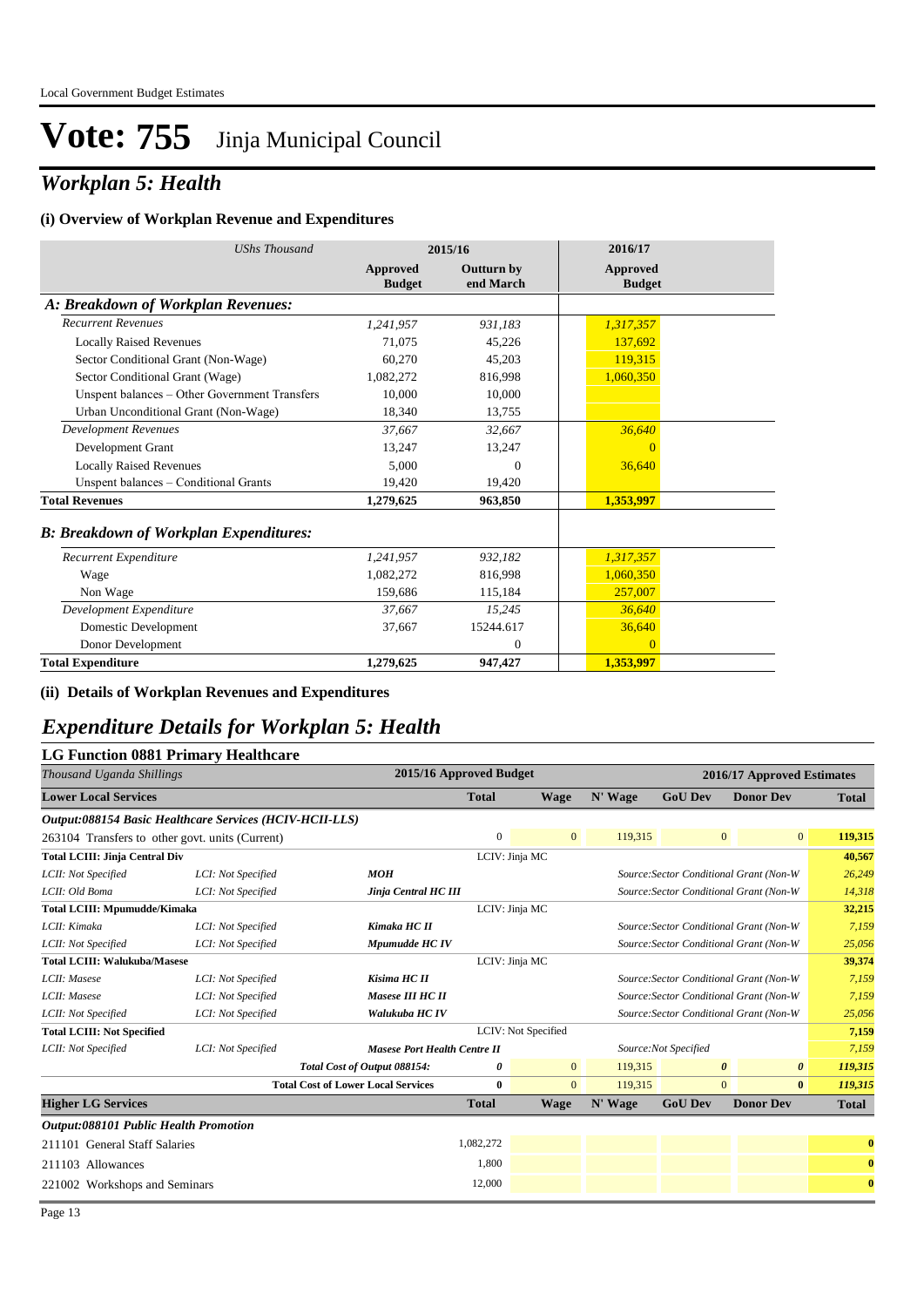# Vote: 755 Jinja Municipal Council

## *Workplan 5: Health*

### (i) Overview of Workplan Revenue and Expenditures

| *UShs Thousand* | 2015/16 | | 2016/17 |
|---|---|---|---|
| | **Approved Budget** | **Outturn by end March** | **Approved Budget** |
| ***A: Breakdown of Workplan Revenues:*** | | | |
| *Recurrent Revenues* | *1,241,957* | *931,183* | *1,317,357* |
| Locally Raised Revenues | 71,075 | 45,226 | 137,692 |
| Sector Conditional Grant (Non-Wage) | 60,270 | 45,203 | 119,315 |
| Sector Conditional Grant (Wage) | 1,082,272 | 816,998 | 1,060,350 |
| Unspent balances – Other Government Transfers | 10,000 | 10,000 | |
| Urban Unconditional Grant (Non-Wage) | 18,340 | 13,755 | |
| *Development Revenues* | *37,667* | *32,667* | *36,640* |
| Development Grant | 13,247 | 13,247 | 0 |
| Locally Raised Revenues | 5,000 | 0 | 36,640 |
| Unspent balances – Conditional Grants | 19,420 | 19,420 | |
| **Total Revenues** | **1,279,625** | **963,850** | **1,353,997** |
| ***B: Breakdown of Workplan Expenditures:*** | | | |
| *Recurrent Expenditure* | *1,241,957* | *932,182* | *1,317,357* |
| Wage | 1,082,272 | 816,998 | 1,060,350 |
| Non Wage | 159,686 | 115,184 | 257,007 |
| *Development Expenditure* | *37,667* | *15,245* | *36,640* |
| Domestic Development | 37,667 | 15244.617 | 36,640 |
| Donor Development | | 0 | 0 |
| **Total Expenditure** | **1,279,625** | **947,427** | **1,353,997** |

### (ii) Details of Workplan Revenues and Expenditures

## *Expenditure Details for Workplan 5: Health*

### LG Function 0881 Primary Healthcare

| *Thousand Uganda Shillings* | | | 2015/16 Approved Budget | 2016/17 Approved Estimates | | | | |
|---|---|---|---|---|---|---|---|---|
| **Lower Local Services** | | | **Total** | **Wage** | **N' Wage** | **GoU Dev** | **Donor Dev** | **Total** |
| ***Output:088154 Basic Healthcare Services (HCIV-HCII-LLS)*** | | | | | | | | |
| 263104 Transfers to other govt. units (Current) | | | 0 | 0 | 119,315 | 0 | 0 | **119,315** |
| **Total LCIII: Jinja Central Div** | | | LCIV: Jinja MC | | | | | **40,567** |
| *LCII: Not Specified* | *LCI: Not Specified* | ***MOH*** | | | | *Source:Sector Conditional Grant (Non-W* | | *26,249* |
| *LCII: Old Boma* | *LCI: Not Specified* | ***Jinja Central HC III*** | | | | *Source:Sector Conditional Grant (Non-W* | | *14,318* |
| **Total LCIII: Mpumudde/Kimaka** | | | LCIV: Jinja MC | | | | | **32,215** |
| *LCII: Kimaka* | *LCI: Not Specified* | ***Kimaka HC II*** | | | | *Source:Sector Conditional Grant (Non-W* | | *7,159* |
| *LCII: Not Specified* | *LCI: Not Specified* | ***Mpumudde HC IV*** | | | | *Source:Sector Conditional Grant (Non-W* | | *25,056* |
| **Total LCIII: Walukuba/Masese** | | | LCIV: Jinja MC | | | | | **39,374** |
| *LCII: Masese* | *LCI: Not Specified* | ***Kisima HC II*** | | | | *Source:Sector Conditional Grant (Non-W* | | *7,159* |
| *LCII: Masese* | *LCI: Not Specified* | ***Masese III HC II*** | | | | *Source:Sector Conditional Grant (Non-W* | | *7,159* |
| *LCII: Not Specified* | *LCI: Not Specified* | ***Walukuba HC IV*** | | | | *Source:Sector Conditional Grant (Non-W* | | *25,056* |
| **Total LCIII: Not Specified** | | | LCIV: Not Specified | | | | | **7,159** |
| *LCII: Not Specified* | *LCI: Not Specified* | ***Masese Port Health Centre II*** | | | | *Source:Not Specified* | | *7,159* |
| | | ***Total Cost of Output 088154:*** | ***0*** | 0 | 119,315 | ***0*** | ***0*** | ***119,315*** |
| | | **Total Cost of Lower Local Services** | **0** | 0 | 119,315 | 0 | **0** | ***119,315*** |
| **Higher LG Services** | | | **Total** | **Wage** | **N' Wage** | **GoU Dev** | **Donor Dev** | **Total** |
| ***Output:088101 Public Health Promotion*** | | | | | | | | |
| 211101 General Staff Salaries | | | 1,082,272 | | | | | **0** |
| 211103 Allowances | | | 1,800 | | | | | **0** |
| 221002 Workshops and Seminars | | | 12,000 | | | | | **0** |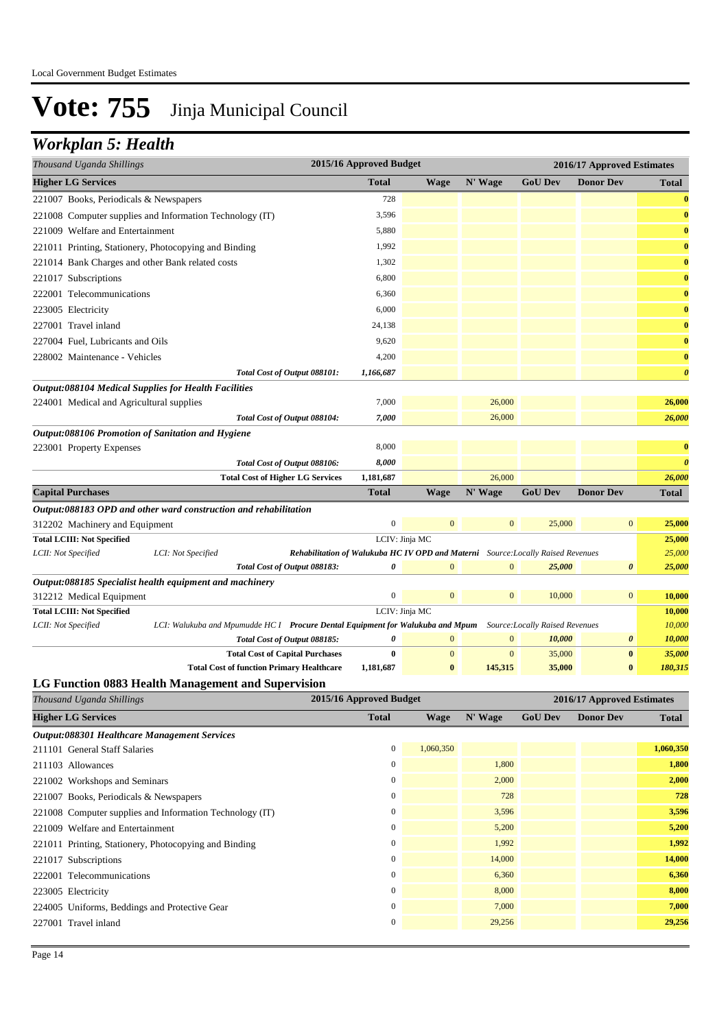# Vote: 755 Jinja Municipal Council

## *Workplan 5: Health*

| *Thousand Uganda Shillings* | 2015/16 Approved Budget | 2016/17 Approved Estimates | | | | |
|---|---|---|---|---|---|---|
| **Higher LG Services** | **Total** | **Wage** | **N' Wage** | **GoU Dev** | **Donor Dev** | **Total** |
| 221007 Books, Periodicals & Newspapers | 728 | | | | | **0** |
| 221008 Computer supplies and Information Technology (IT) | 3,596 | | | | | **0** |
| 221009 Welfare and Entertainment | 5,880 | | | | | **0** |
| 221011 Printing, Stationery, Photocopying and Binding | 1,992 | | | | | **0** |
| 221014 Bank Charges and other Bank related costs | 1,302 | | | | | **0** |
| 221017 Subscriptions | 6,800 | | | | | **0** |
| 222001 Telecommunications | 6,360 | | | | | **0** |
| 223005 Electricity | 6,000 | | | | | **0** |
| 227001 Travel inland | 24,138 | | | | | **0** |
| 227004 Fuel, Lubricants and Oils | 9,620 | | | | | **0** |
| 228002 Maintenance - Vehicles | 4,200 | | | | | **0** |
| *Total Cost of Output 088101:* | *1,166,687* | | | | | *0* |
| ***Output:088104 Medical Supplies for Health Facilities*** | | | | | | |
| 224001 Medical and Agricultural supplies | 7,000 | | 26,000 | | | **26,000** |
| *Total Cost of Output 088104:* | *7,000* | | 26,000 | | | *26,000* |
| ***Output:088106 Promotion of Sanitation and Hygiene*** | | | | | | |
| 223001 Property Expenses | 8,000 | | | | | **0** |
| *Total Cost of Output 088106:* | *8,000* | | | | | *0* |
| **Total Cost of Higher LG Services** | **1,181,687** | | 26,000 | | | ***26,000*** |
| **Capital Purchases** | **Total** | **Wage** | **N' Wage** | **GoU Dev** | **Donor Dev** | **Total** |
| ***Output:088183 OPD and other ward construction and rehabilitation*** | | | | | | |
| 312202 Machinery and Equipment | 0 | 0 | 0 | 25,000 | 0 | **25,000** |
| **Total LCIII: Not Specified** | LCIV: Jinja MC | | | | | **25,000** |
| *LCII: Not Specified* — *LCI: Not Specified* — ***Rehabilitation of Walukuba HC IV OPD and Materni*** | *Source:Locally Raised Revenues* | | | | | *25,000* |
| *Total Cost of Output 088183:* | *0* | 0 | 0 | *25,000* | *0* | *25,000* |
| ***Output:088185 Specialist health equipment and machinery*** | | | | | | |
| 312212 Medical Equipment | 0 | 0 | 0 | 10,000 | 0 | **10,000** |
| **Total LCIII: Not Specified** | LCIV: Jinja MC | | | | | **10,000** |
| *LCII: Not Specified* — *LCI: Walukuba and Mpumudde HC I* — ***Procure Dental Equipment for Walukuba and Mpum*** | *Source:Locally Raised Revenues* | | | | | *10,000* |
| *Total Cost of Output 088185:* | *0* | 0 | 0 | *10,000* | *0* | *10,000* |
| **Total Cost of Capital Purchases** | **0** | 0 | 0 | 35,000 | **0** | ***35,000*** |
| **Total Cost of function Primary Healthcare** | **1,181,687** | **0** | **145,315** | **35,000** | **0** | ***180,315*** |

### LG Function 0883 Health Management and Supervision

| *Thousand Uganda Shillings* | 2015/16 Approved Budget | 2016/17 Approved Estimates | | | | |
|---|---|---|---|---|---|---|
| **Higher LG Services** | **Total** | **Wage** | **N' Wage** | **GoU Dev** | **Donor Dev** | **Total** |
| ***Output:088301 Healthcare Management Services*** | | | | | | |
| 211101 General Staff Salaries | 0 | 1,060,350 | | | | **1,060,350** |
| 211103 Allowances | 0 | | 1,800 | | | **1,800** |
| 221002 Workshops and Seminars | 0 | | 2,000 | | | **2,000** |
| 221007 Books, Periodicals & Newspapers | 0 | | 728 | | | **728** |
| 221008 Computer supplies and Information Technology (IT) | 0 | | 3,596 | | | **3,596** |
| 221009 Welfare and Entertainment | 0 | | 5,200 | | | **5,200** |
| 221011 Printing, Stationery, Photocopying and Binding | 0 | | 1,992 | | | **1,992** |
| 221017 Subscriptions | 0 | | 14,000 | | | **14,000** |
| 222001 Telecommunications | 0 | | 6,360 | | | **6,360** |
| 223005 Electricity | 0 | | 8,000 | | | **8,000** |
| 224005 Uniforms, Beddings and Protective Gear | 0 | | 7,000 | | | **7,000** |
| 227001 Travel inland | 0 | | 29,256 | | | **29,256** |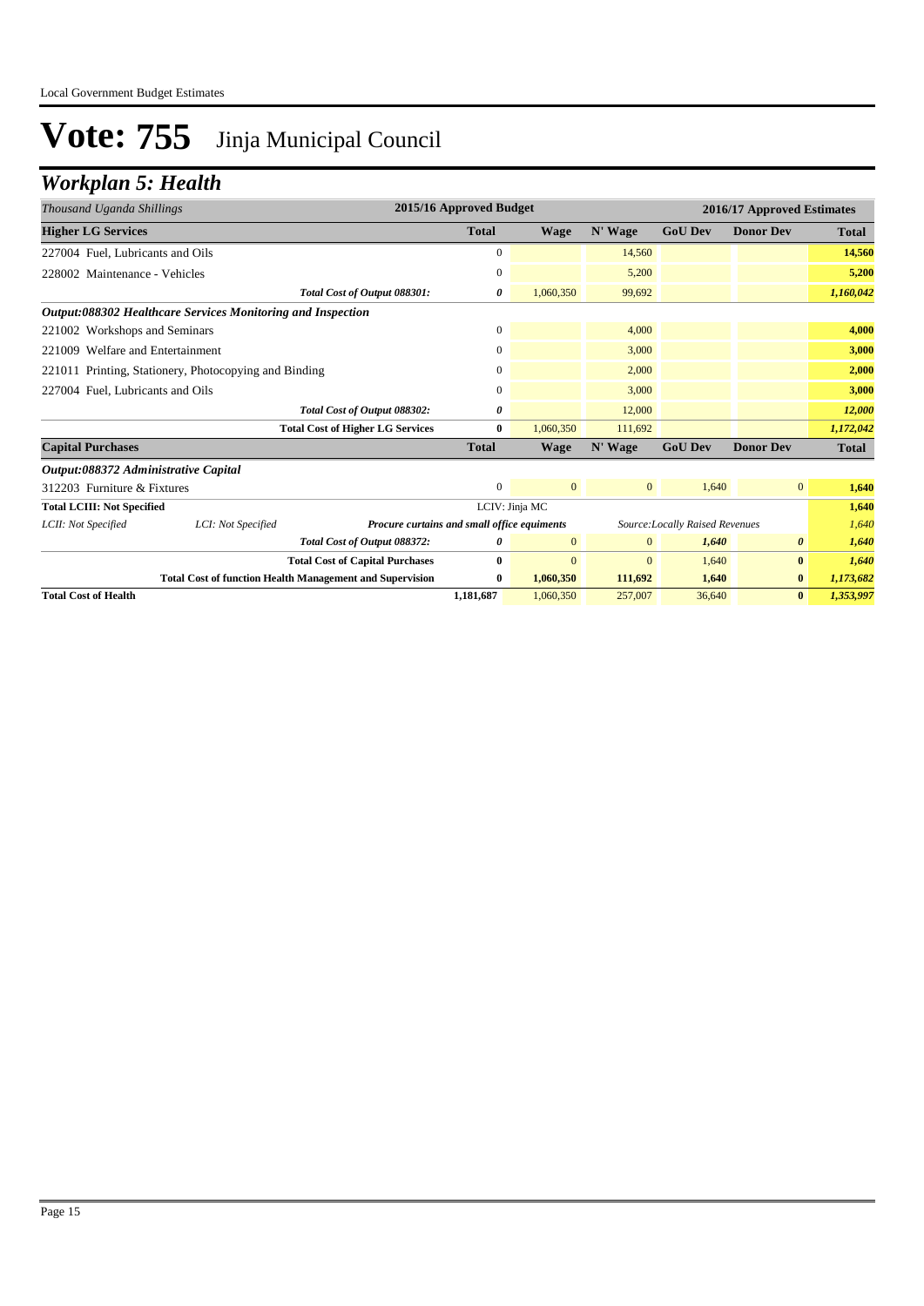# Vote: 755 Jinja Municipal Council

## *Workplan 5: Health*

| *Thousand Uganda Shillings* | | | 2015/16 Approved Budget | 2016/17 Approved Estimates | | | | |
|---|---|---|---|---|---|---|---|---|
| **Higher LG Services** | | | **Total** | **Wage** | **N' Wage** | **GoU Dev** | **Donor Dev** | **Total** |
| 227004 Fuel, Lubricants and Oils | | | 0 | | 14,560 | | | **14,560** |
| 228002 Maintenance - Vehicles | | | 0 | | 5,200 | | | **5,200** |
| | | *Total Cost of Output 088301:* | *0* | 1,060,350 | 99,692 | | | *1,160,042* |
| ***Output:088302 Healthcare Services Monitoring and Inspection*** | | | | | | | | |
| 221002 Workshops and Seminars | | | 0 | | 4,000 | | | **4,000** |
| 221009 Welfare and Entertainment | | | 0 | | 3,000 | | | **3,000** |
| 221011 Printing, Stationery, Photocopying and Binding | | | 0 | | 2,000 | | | **2,000** |
| 227004 Fuel, Lubricants and Oils | | | 0 | | 3,000 | | | **3,000** |
| | | *Total Cost of Output 088302:* | *0* | | 12,000 | | | *12,000* |
| | | **Total Cost of Higher LG Services** | **0** | 1,060,350 | 111,692 | | | *1,172,042* |
| **Capital Purchases** | | | **Total** | **Wage** | **N' Wage** | **GoU Dev** | **Donor Dev** | **Total** |
| ***Output:088372 Administrative Capital*** | | | | | | | | |
| 312203 Furniture & Fixtures | | | 0 | 0 | 0 | 1,640 | 0 | **1,640** |
| **Total LCIII: Not Specified** | | | LCIV: Jinja MC | | | | | **1,640** |
| *LCII: Not Specified* | *LCI: Not Specified* | ***Procure curtains and small office equiments*** | | | | *Source:Locally Raised Revenues* | | *1,640* |
| | | *Total Cost of Output 088372:* | *0* | 0 | 0 | *1,640* | *0* | *1,640* |
| | | **Total Cost of Capital Purchases** | **0** | 0 | 0 | 1,640 | **0** | *1,640* |
| | | **Total Cost of function Health Management and Supervision** | **0** | **1,060,350** | **111,692** | **1,640** | **0** | *1,173,682* |
| **Total Cost of Health** | | | **1,181,687** | 1,060,350 | 257,007 | 36,640 | **0** | *1,353,997* |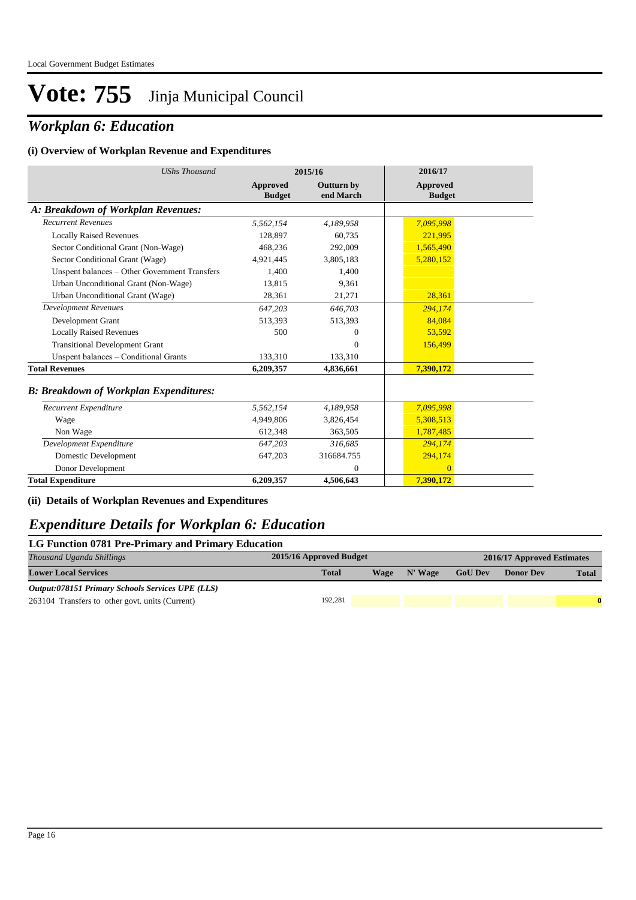# Vote: 755 Jinja Municipal Council

## Workplan 6: Education

### (i) Overview of Workplan Revenue and Expenditures

| UShs Thousand | 2015/16 Approved Budget | 2015/16 Outturn by end March | 2016/17 Approved Budget |
|---|---|---|---|
| ***A: Breakdown of Workplan Revenues:*** | | | |
| *Recurrent Revenues* | *5,562,154* | *4,189,958* | *7,095,998* |
| Locally Raised Revenues | 128,897 | 60,735 | 221,995 |
| Sector Conditional Grant (Non-Wage) | 468,236 | 292,009 | 1,565,490 |
| Sector Conditional Grant (Wage) | 4,921,445 | 3,805,183 | 5,280,152 |
| Unspent balances – Other Government Transfers | 1,400 | 1,400 | |
| Urban Unconditional Grant (Non-Wage) | 13,815 | 9,361 | |
| Urban Unconditional Grant (Wage) | 28,361 | 21,271 | 28,361 |
| *Development Revenues* | *647,203* | *646,703* | *294,174* |
| Development Grant | 513,393 | 513,393 | 84,084 |
| Locally Raised Revenues | 500 | 0 | 53,592 |
| Transitional Development Grant | | 0 | 156,499 |
| Unspent balances – Conditional Grants | 133,310 | 133,310 | |
| **Total Revenues** | **6,209,357** | **4,836,661** | **7,390,172** |
| ***B: Breakdown of Workplan Expenditures:*** | | | |
| *Recurrent Expenditure* | *5,562,154* | *4,189,958* | *7,095,998* |
| Wage | 4,949,806 | 3,826,454 | 5,308,513 |
| Non Wage | 612,348 | 363,505 | 1,787,485 |
| *Development Expenditure* | *647,203* | *316,685* | *294,174* |
| Domestic Development | 647,203 | 316684.755 | 294,174 |
| Donor Development | | 0 | 0 |
| **Total Expenditure** | **6,209,357** | **4,506,643** | **7,390,172** |

### (ii) Details of Workplan Revenues and Expenditures

## Expenditure Details for Workplan 6: Education

### LG Function 0781 Pre-Primary and Primary Education

| *Thousand Uganda Shillings* | 2015/16 Approved Budget | 2016/17 Approved Estimates | | | | |
|---|---|---|---|---|---|---|
| **Lower Local Services** | **Total** | **Wage** | **N' Wage** | **GoU Dev** | **Donor Dev** | **Total** |
| ***Output:078151 Primary Schools Services UPE (LLS)*** | | | | | | |
| 263104 Transfers to other govt. units (Current) | 192,281 | | | | | **0** |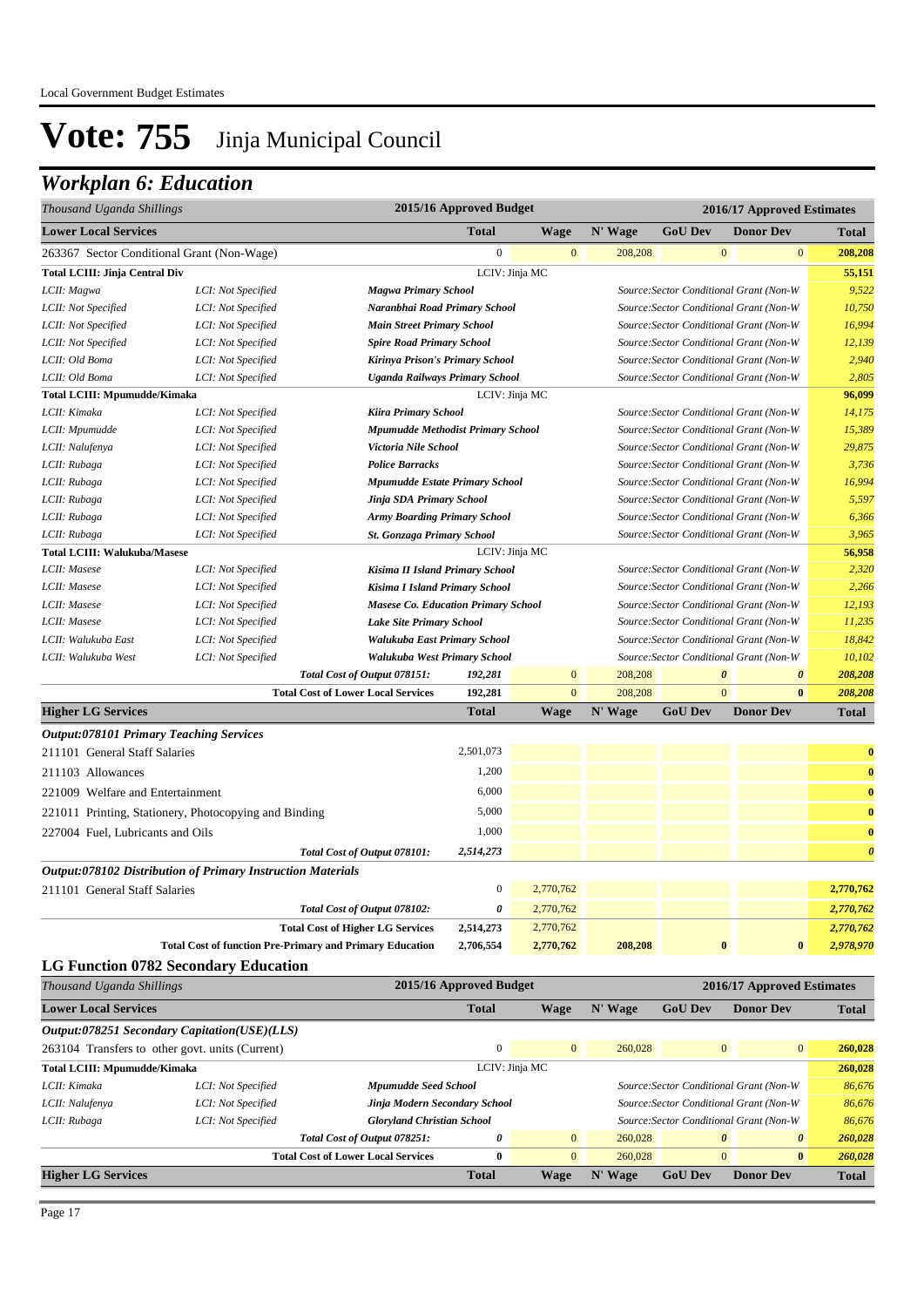# Vote: 755 Jinja Municipal Council

## Workplan 6: Education

| *Thousand Uganda Shillings* | | | 2015/16 Approved Budget | 2016/17 Approved Estimates | | | | |
|---|---|---|---|---|---|---|---|---|
| **Lower Local Services** | | | **Total** | **Wage** | **N' Wage** | **GoU Dev** | **Donor Dev** | **Total** |
| 263367 Sector Conditional Grant (Non-Wage) | | | 0 | 0 | 208,208 | 0 | 0 | 208,208 |
| **Total LCIII: Jinja Central Div** | | | LCIV: Jinja MC | | | | | 55,151 |
| *LCII: Magwa* | *LCI: Not Specified* | *Magwa Primary School* | | | *Source:Sector Conditional Grant (Non-W* | | | *9,522* |
| *LCII: Not Specified* | *LCI: Not Specified* | *Naranbhai Road Primary School* | | | *Source:Sector Conditional Grant (Non-W* | | | *10,750* |
| *LCII: Not Specified* | *LCI: Not Specified* | *Main Street Primary School* | | | *Source:Sector Conditional Grant (Non-W* | | | *16,994* |
| *LCII: Not Specified* | *LCI: Not Specified* | *Spire Road Primary School* | | | *Source:Sector Conditional Grant (Non-W* | | | *12,139* |
| *LCII: Old Boma* | *LCI: Not Specified* | *Kirinya Prison's Primary School* | | | *Source:Sector Conditional Grant (Non-W* | | | *2,940* |
| *LCII: Old Boma* | *LCI: Not Specified* | *Uganda Railways Primary School* | | | *Source:Sector Conditional Grant (Non-W* | | | *2,805* |
| **Total LCIII: Mpumudde/Kimaka** | | | LCIV: Jinja MC | | | | | 96,099 |
| *LCII: Kimaka* | *LCI: Not Specified* | *Kiira Primary School* | | | *Source:Sector Conditional Grant (Non-W* | | | *14,175* |
| *LCII: Mpumudde* | *LCI: Not Specified* | *Mpumudde Methodist Primary School* | | | *Source:Sector Conditional Grant (Non-W* | | | *15,389* |
| *LCII: Nalufenya* | *LCI: Not Specified* | *Victoria Nile School* | | | *Source:Sector Conditional Grant (Non-W* | | | *29,875* |
| *LCII: Rubaga* | *LCI: Not Specified* | *Police Barracks* | | | *Source:Sector Conditional Grant (Non-W* | | | *3,736* |
| *LCII: Rubaga* | *LCI: Not Specified* | *Mpumudde Estate Primary School* | | | *Source:Sector Conditional Grant (Non-W* | | | *16,994* |
| *LCII: Rubaga* | *LCI: Not Specified* | *Jinja SDA Primary School* | | | *Source:Sector Conditional Grant (Non-W* | | | *5,597* |
| *LCII: Rubaga* | *LCI: Not Specified* | *Army Boarding Primary School* | | | *Source:Sector Conditional Grant (Non-W* | | | *6,366* |
| *LCII: Rubaga* | *LCI: Not Specified* | *St. Gonzaga Primary School* | | | *Source:Sector Conditional Grant (Non-W* | | | *3,965* |
| **Total LCIII: Walukuba/Masese** | | | LCIV: Jinja MC | | | | | 56,958 |
| *LCII: Masese* | *LCI: Not Specified* | *Kisima II Island Primary School* | | | *Source:Sector Conditional Grant (Non-W* | | | *2,320* |
| *LCII: Masese* | *LCI: Not Specified* | *Kisima I Island Primary School* | | | *Source:Sector Conditional Grant (Non-W* | | | *2,266* |
| *LCII: Masese* | *LCI: Not Specified* | *Masese Co. Education Primary School* | | | *Source:Sector Conditional Grant (Non-W* | | | *12,193* |
| *LCII: Masese* | *LCI: Not Specified* | *Lake Site Primary School* | | | *Source:Sector Conditional Grant (Non-W* | | | *11,235* |
| *LCII: Walukuba East* | *LCI: Not Specified* | *Walukuba East Primary School* | | | *Source:Sector Conditional Grant (Non-W* | | | *18,842* |
| *LCII: Walukuba West* | *LCI: Not Specified* | *Walukuba West Primary School* | | | *Source:Sector Conditional Grant (Non-W* | | | *10,102* |
| | | *Total Cost of Output 078151:* | *192,281* | 0 | 208,208 | *0* | *0* | *208,208* |
| | | **Total Cost of Lower Local Services** | *192,281* | 0 | 208,208 | 0 | **0** | *208,208* |
| **Higher LG Services** | | | **Total** | **Wage** | **N' Wage** | **GoU Dev** | **Donor Dev** | **Total** |
| ***Output:078101 Primary Teaching Services*** | | | | | | | | |
| 211101 General Staff Salaries | | | 2,501,073 | | | | | **0** |
| 211103 Allowances | | | 1,200 | | | | | **0** |
| 221009 Welfare and Entertainment | | | 6,000 | | | | | **0** |
| 221011 Printing, Stationery, Photocopying and Binding | | | 5,000 | | | | | **0** |
| 227004 Fuel, Lubricants and Oils | | | 1,000 | | | | | **0** |
| | | *Total Cost of Output 078101:* | *2,514,273* | | | | | ***0*** |
| ***Output:078102 Distribution of Primary Instruction Materials*** | | | | | | | | |
| 211101 General Staff Salaries | | | 0 | 2,770,762 | | | | **2,770,762** |
| | | *Total Cost of Output 078102:* | *0* | 2,770,762 | | | | *2,770,762* |
| | | **Total Cost of Higher LG Services** | 2,514,273 | 2,770,762 | | | | *2,770,762* |
| | | **Total Cost of function Pre-Primary and Primary Education** | 2,706,554 | 2,770,762 | 208,208 | 0 | 0 | 2,978,970 |

### LG Function 0782 Secondary Education

| *Thousand Uganda Shillings* | | | 2015/16 Approved Budget | 2016/17 Approved Estimates | | | | |
|---|---|---|---|---|---|---|---|---|
| **Lower Local Services** | | | **Total** | **Wage** | **N' Wage** | **GoU Dev** | **Donor Dev** | **Total** |
| ***Output:078251 Secondary Capitation(USE)(LLS)*** | | | | | | | | |
| 263104 Transfers to other govt. units (Current) | | | 0 | 0 | 260,028 | 0 | 0 | 260,028 |
| **Total LCIII: Mpumudde/Kimaka** | | | LCIV: Jinja MC | | | | | 260,028 |
| *LCII: Kimaka* | *LCI: Not Specified* | *Mpumudde Seed School* | | | *Source:Sector Conditional Grant (Non-W* | | | *86,676* |
| *LCII: Nalufenya* | *LCI: Not Specified* | *Jinja Modern Secondary School* | | | *Source:Sector Conditional Grant (Non-W* | | | *86,676* |
| *LCII: Rubaga* | *LCI: Not Specified* | *Gloryland Christian School* | | | *Source:Sector Conditional Grant (Non-W* | | | *86,676* |
| | | *Total Cost of Output 078251:* | *0* | 0 | 260,028 | *0* | *0* | *260,028* |
| | | **Total Cost of Lower Local Services** | **0** | 0 | 260,028 | 0 | **0** | *260,028* |
| **Higher LG Services** | | | **Total** | **Wage** | **N' Wage** | **GoU Dev** | **Donor Dev** | **Total** |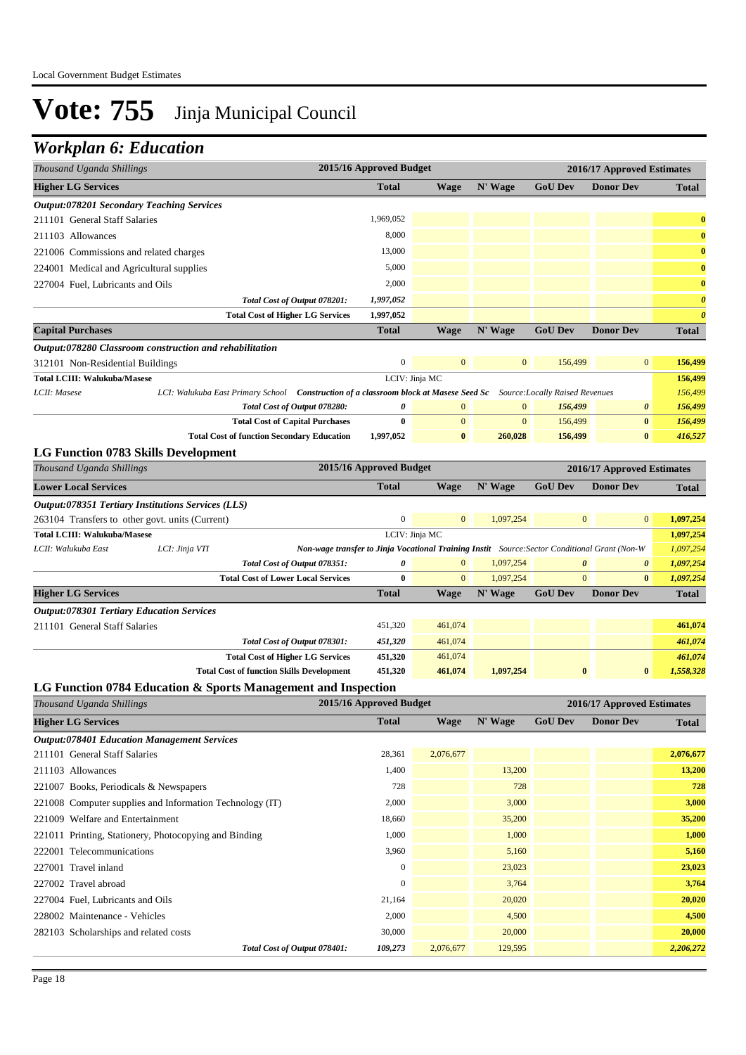Local Government Budget Estimates

# Vote: 755 Jinja Municipal Council

## Workplan 6: Education

| Thousand Uganda Shillings | 2015/16 Approved Budget | 2016/17 Approved Estimates | | | | |
|---|---|---|---|---|---|---|
| **Higher LG Services** | **Total** | **Wage** | **N' Wage** | **GoU Dev** | **Donor Dev** | **Total** |
| ***Output:078201 Secondary Teaching Services*** | | | | | | |
| 211101 General Staff Salaries | 1,969,052 | | | | | **0** |
| 211103 Allowances | 8,000 | | | | | **0** |
| 221006 Commissions and related charges | 13,000 | | | | | **0** |
| 224001 Medical and Agricultural supplies | 5,000 | | | | | **0** |
| 227004 Fuel, Lubricants and Oils | 2,000 | | | | | **0** |
| *Total Cost of Output 078201:* | *1,997,052* | | | | | *0* |
| **Total Cost of Higher LG Services** | **1,997,052** | | | | | *0* |
| **Capital Purchases** | **Total** | **Wage** | **N' Wage** | **GoU Dev** | **Donor Dev** | **Total** |
| ***Output:078280 Classroom construction and rehabilitation*** | | | | | | |
| 312101 Non-Residential Buildings | 0 | 0 | 0 | 156,499 | 0 | **156,499** |
| **Total LCIII: Walukuba/Masese** | LCIV: Jinja MC | | | | | **156,499** |
| *LCII: Masese* — *LCI: Walukuba East Primary School* — ***Construction of a classroom block at Masese Seed Sc*** — *Source:Locally Raised Revenues* | | | | | | *156,499* |
| *Total Cost of Output 078280:* | *0* | 0 | 0 | *156,499* | *0* | *156,499* |
| **Total Cost of Capital Purchases** | **0** | 0 | 0 | 156,499 | **0** | *156,499* |
| **Total Cost of function Secondary Education** | **1,997,052** | **0** | **260,028** | **156,499** | **0** | *416,527* |

### LG Function 0783 Skills Development

| Thousand Uganda Shillings | 2015/16 Approved Budget | 2016/17 Approved Estimates | | | | |
|---|---|---|---|---|---|---|
| **Lower Local Services** | **Total** | **Wage** | **N' Wage** | **GoU Dev** | **Donor Dev** | **Total** |
| ***Output:078351 Tertiary Institutions Services (LLS)*** | | | | | | |
| 263104 Transfers to other govt. units (Current) | 0 | 0 | 1,097,254 | 0 | 0 | **1,097,254** |
| **Total LCIII: Walukuba/Masese** | LCIV: Jinja MC | | | | | **1,097,254** |
| *LCII: Walukuba East* — *LCI: Jinja VTI* — ***Non-wage transfer to Jinja Vocational Training Instit*** — *Source:Sector Conditional Grant (Non-W* | | | | | | *1,097,254* |
| *Total Cost of Output 078351:* | *0* | 0 | 1,097,254 | *0* | *0* | *1,097,254* |
| **Total Cost of Lower Local Services** | **0** | 0 | 1,097,254 | 0 | **0** | *1,097,254* |
| **Higher LG Services** | **Total** | **Wage** | **N' Wage** | **GoU Dev** | **Donor Dev** | **Total** |
| ***Output:078301 Tertiary Education Services*** | | | | | | |
| 211101 General Staff Salaries | 451,320 | 461,074 | | | | **461,074** |
| *Total Cost of Output 078301:* | *451,320* | 461,074 | | | | *461,074* |
| **Total Cost of Higher LG Services** | **451,320** | 461,074 | | | | *461,074* |
| **Total Cost of function Skills Development** | **451,320** | **461,074** | **1,097,254** | **0** | **0** | *1,558,328* |

### LG Function 0784 Education & Sports Management and Inspection

| Thousand Uganda Shillings | 2015/16 Approved Budget | 2016/17 Approved Estimates | | | | |
|---|---|---|---|---|---|---|
| **Higher LG Services** | **Total** | **Wage** | **N' Wage** | **GoU Dev** | **Donor Dev** | **Total** |
| ***Output:078401 Education Management Services*** | | | | | | |
| 211101 General Staff Salaries | 28,361 | 2,076,677 | | | | **2,076,677** |
| 211103 Allowances | 1,400 | | 13,200 | | | **13,200** |
| 221007 Books, Periodicals & Newspapers | 728 | | 728 | | | **728** |
| 221008 Computer supplies and Information Technology (IT) | 2,000 | | 3,000 | | | **3,000** |
| 221009 Welfare and Entertainment | 18,660 | | 35,200 | | | **35,200** |
| 221011 Printing, Stationery, Photocopying and Binding | 1,000 | | 1,000 | | | **1,000** |
| 222001 Telecommunications | 3,960 | | 5,160 | | | **5,160** |
| 227001 Travel inland | 0 | | 23,023 | | | **23,023** |
| 227002 Travel abroad | 0 | | 3,764 | | | **3,764** |
| 227004 Fuel, Lubricants and Oils | 21,164 | | 20,020 | | | **20,020** |
| 228002 Maintenance - Vehicles | 2,000 | | 4,500 | | | **4,500** |
| 282103 Scholarships and related costs | 30,000 | | 20,000 | | | **20,000** |
| *Total Cost of Output 078401:* | *109,273* | 2,076,677 | 129,595 | | | *2,206,272* |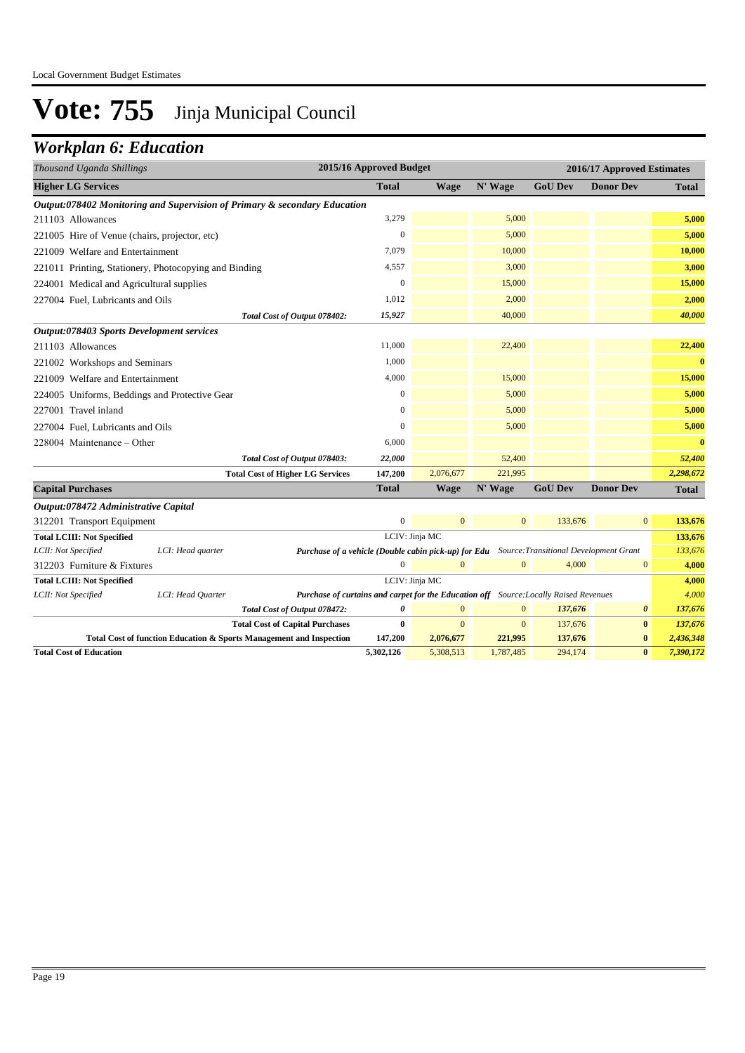# Vote: 755 Jinja Municipal Council

## *Workplan 6: Education*

| *Thousand Uganda Shillings* | 2015/16 Approved Budget | 2016/17 Approved Estimates | | | | |
|---|---|---|---|---|---|---|
| **Higher LG Services** | **Total** | **Wage** | **N' Wage** | **GoU Dev** | **Donor Dev** | **Total** |
| ***Output:078402 Monitoring and Supervision of Primary & secondary Education*** | | | | | | |
| 211103 Allowances | 3,279 | | 5,000 | | | **5,000** |
| 221005 Hire of Venue (chairs, projector, etc) | 0 | | 5,000 | | | **5,000** |
| 221009 Welfare and Entertainment | 7,079 | | 10,000 | | | **10,000** |
| 221011 Printing, Stationery, Photocopying and Binding | 4,557 | | 3,000 | | | **3,000** |
| 224001 Medical and Agricultural supplies | 0 | | 15,000 | | | **15,000** |
| 227004 Fuel, Lubricants and Oils | 1,012 | | 2,000 | | | **2,000** |
| *Total Cost of Output 078402:* | *15,927* | | 40,000 | | | *40,000* |
| ***Output:078403 Sports Development services*** | | | | | | |
| 211103 Allowances | 11,000 | | 22,400 | | | **22,400** |
| 221002 Workshops and Seminars | 1,000 | | | | | **0** |
| 221009 Welfare and Entertainment | 4,000 | | 15,000 | | | **15,000** |
| 224005 Uniforms, Beddings and Protective Gear | 0 | | 5,000 | | | **5,000** |
| 227001 Travel inland | 0 | | 5,000 | | | **5,000** |
| 227004 Fuel, Lubricants and Oils | 0 | | 5,000 | | | **5,000** |
| 228004 Maintenance – Other | 6,000 | | | | | **0** |
| *Total Cost of Output 078403:* | *22,000* | | 52,400 | | | *52,400* |
| **Total Cost of Higher LG Services** | **147,200** | 2,076,677 | 221,995 | | | *2,298,672* |
| **Capital Purchases** | **Total** | **Wage** | **N' Wage** | **GoU Dev** | **Donor Dev** | **Total** |
| ***Output:078472 Administrative Capital*** | | | | | | |
| 312201 Transport Equipment | 0 | 0 | 0 | 133,676 | 0 | **133,676** |
| **Total LCIII: Not Specified** | LCIV: Jinja MC | | | | | **133,676** |
| *LCII: Not Specified* — *LCI: Head quarter* | ***Purchase of a vehicle (Double cabin pick-up) for Edu*** | | *Source:Transitional Development Grant* | | | *133,676* |
| 312203 Furniture & Fixtures | 0 | 0 | 0 | 4,000 | 0 | **4,000** |
| **Total LCIII: Not Specified** | LCIV: Jinja MC | | | | | **4,000** |
| *LCII: Not Specified* — *LCI: Head Quarter* | ***Purchase of curtains and carpet for the Education off*** | | *Source:Locally Raised Revenues* | | | *4,000* |
| *Total Cost of Output 078472:* | *0* | 0 | 0 | *137,676* | *0* | *137,676* |
| **Total Cost of Capital Purchases** | **0** | 0 | 0 | 137,676 | **0** | *137,676* |
| **Total Cost of function Education & Sports Management and Inspection** | **147,200** | **2,076,677** | **221,995** | **137,676** | **0** | ***2,436,348*** |
| **Total Cost of Education** | **5,302,126** | 5,308,513 | 1,787,485 | 294,174 | **0** | ***7,390,172*** |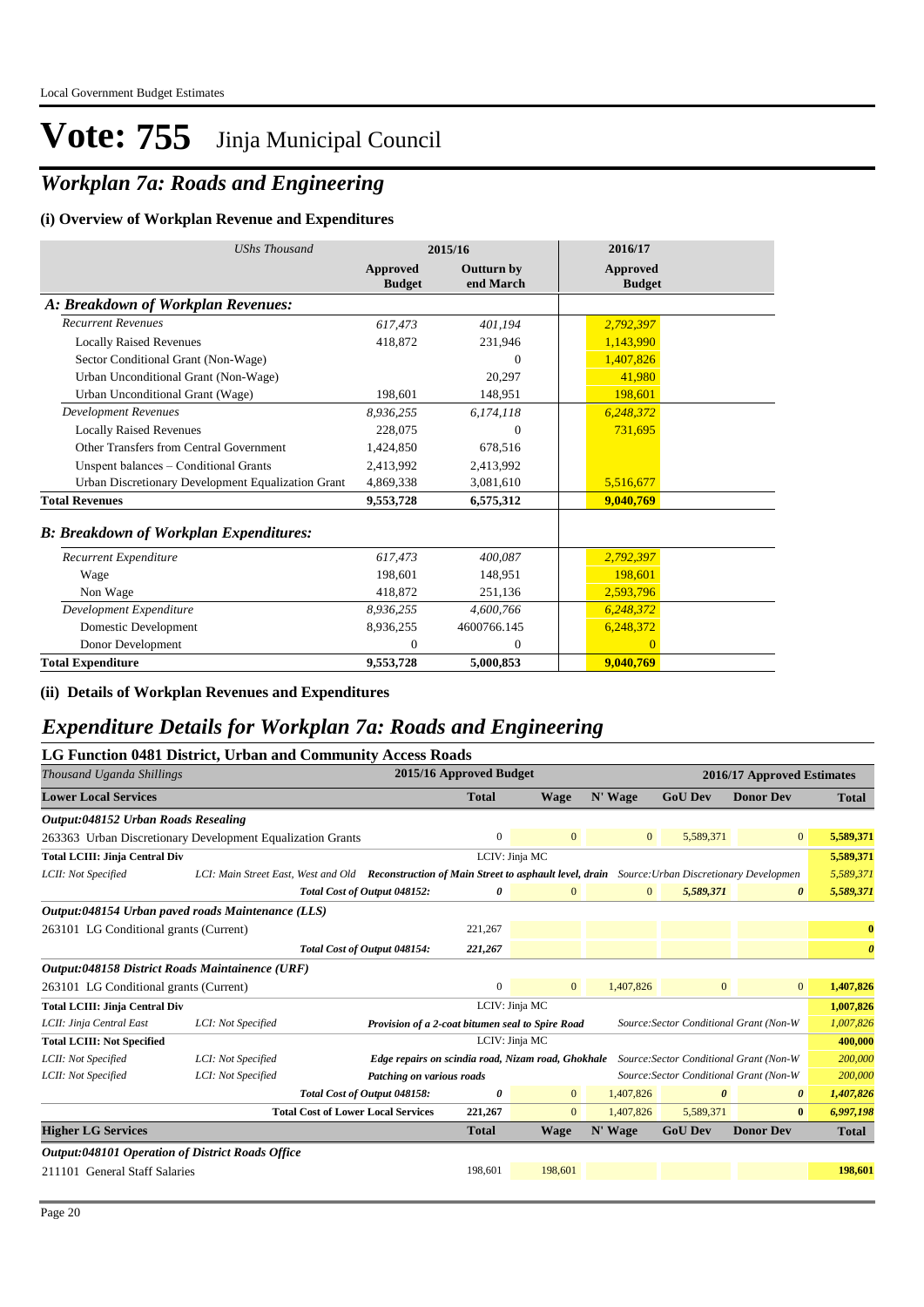Local Government Budget Estimates

# Vote: 755 Jinja Municipal Council

## *Workplan 7a: Roads and Engineering*

### (i) Overview of Workplan Revenue and Expenditures

| *UShs Thousand* | 2015/16 | | 2016/17 |
|---|---|---|---|
| | **Approved Budget** | **Outturn by end March** | **Approved Budget** |
| ***A: Breakdown of Workplan Revenues:*** | | | |
| *Recurrent Revenues* | *617,473* | *401,194* | *2,792,397* |
| Locally Raised Revenues | 418,872 | 231,946 | 1,143,990 |
| Sector Conditional Grant (Non-Wage) | | 0 | 1,407,826 |
| Urban Unconditional Grant (Non-Wage) | | 20,297 | 41,980 |
| Urban Unconditional Grant (Wage) | 198,601 | 148,951 | 198,601 |
| *Development Revenues* | *8,936,255* | *6,174,118* | *6,248,372* |
| Locally Raised Revenues | 228,075 | 0 | 731,695 |
| Other Transfers from Central Government | 1,424,850 | 678,516 | |
| Unspent balances – Conditional Grants | 2,413,992 | 2,413,992 | |
| Urban Discretionary Development Equalization Grant | 4,869,338 | 3,081,610 | 5,516,677 |
| **Total Revenues** | **9,553,728** | **6,575,312** | **9,040,769** |
| ***B: Breakdown of Workplan Expenditures:*** | | | |
| *Recurrent Expenditure* | *617,473* | *400,087* | *2,792,397* |
| Wage | 198,601 | 148,951 | 198,601 |
| Non Wage | 418,872 | 251,136 | 2,593,796 |
| *Development Expenditure* | *8,936,255* | *4,600,766* | *6,248,372* |
| Domestic Development | 8,936,255 | 4600766.145 | 6,248,372 |
| Donor Development | 0 | 0 | 0 |
| **Total Expenditure** | **9,553,728** | **5,000,853** | **9,040,769** |

### (ii) Details of Workplan Revenues and Expenditures

## *Expenditure Details for Workplan 7a: Roads and Engineering*

### LG Function 0481 District, Urban and Community Access Roads

| *Thousand Uganda Shillings* | | | 2015/16 Approved Budget | 2016/17 Approved Estimates | | | | |
|---|---|---|---|---|---|---|---|---|
| **Lower Local Services** | | | **Total** | **Wage** | **N' Wage** | **GoU Dev** | **Donor Dev** | **Total** |
| ***Output:048152 Urban Roads Resealing*** | | | | | | | | |
| 263363 Urban Discretionary Development Equalization Grants | | | 0 | 0 | 0 | 5,589,371 | 0 | **5,589,371** |
| **Total LCIII: Jinja Central Div** | | | LCIV: Jinja MC | | | | | **5,589,371** |
| *LCII: Not Specified* | *LCI: Main Street East, West and Old* | ***Reconstruction of Main Street to asphault level, drain*** | | | *Source:Urban Discretionary Developmen* | | | *5,589,371* |
| | | ***Total Cost of Output 048152:*** | ***0*** | 0 | 0 | ***5,589,371*** | ***0*** | ***5,589,371*** |
| ***Output:048154 Urban paved roads Maintenance (LLS)*** | | | | | | | | |
| 263101 LG Conditional grants (Current) | | | 221,267 | | | | | **0** |
| | | ***Total Cost of Output 048154:*** | ***221,267*** | | | | | ***0*** |
| ***Output:048158 District Roads Maintainence (URF)*** | | | | | | | | |
| 263101 LG Conditional grants (Current) | | | 0 | 0 | 1,407,826 | 0 | 0 | **1,407,826** |
| **Total LCIII: Jinja Central Div** | | | LCIV: Jinja MC | | | | | **1,007,826** |
| *LCII: Jinja Central East* | *LCI: Not Specified* | ***Provision of a 2-coat bitumen seal to Spire Road*** | | | *Source:Sector Conditional Grant (Non-W* | | | *1,007,826* |
| **Total LCIII: Not Specified** | | | LCIV: Jinja MC | | | | | **400,000** |
| *LCII: Not Specified* | *LCI: Not Specified* | ***Edge repairs on scindia road, Nizam road, Ghokhale*** | | | *Source:Sector Conditional Grant (Non-W* | | | *200,000* |
| *LCII: Not Specified* | *LCI: Not Specified* | ***Patching on various roads*** | | | *Source:Sector Conditional Grant (Non-W* | | | *200,000* |
| | | ***Total Cost of Output 048158:*** | ***0*** | 0 | 1,407,826 | ***0*** | ***0*** | ***1,407,826*** |
| | | **Total Cost of Lower Local Services** | **221,267** | 0 | 1,407,826 | 5,589,371 | **0** | ***6,997,198*** |
| **Higher LG Services** | | | **Total** | **Wage** | **N' Wage** | **GoU Dev** | **Donor Dev** | **Total** |
| ***Output:048101 Operation of District Roads Office*** | | | | | | | | |
| 211101 General Staff Salaries | | | 198,601 | 198,601 | | | | **198,601** |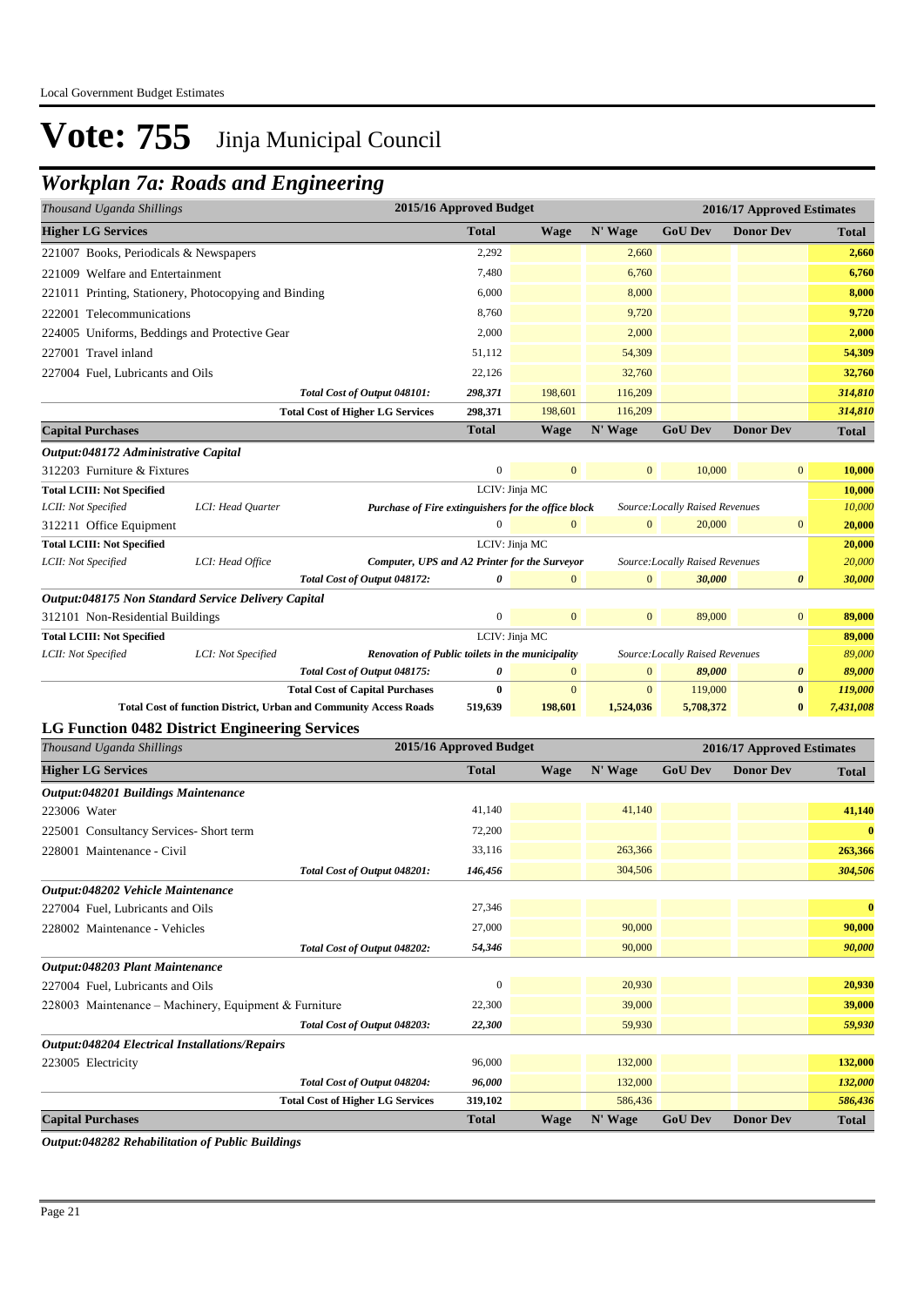# Vote: 755 Jinja Municipal Council

## Workplan 7a: Roads and Engineering

| Thousand Uganda Shillings | | | 2015/16 Approved Budget | | | 2016/17 Approved Estimates | | |
|---|---|---|---|---|---|---|---|---|
| **Higher LG Services** | | | **Total** | **Wage** | **N' Wage** | **GoU Dev** | **Donor Dev** | **Total** |
| 221007 Books, Periodicals & Newspapers | | | 2,292 | | 2,660 | | | **2,660** |
| 221009 Welfare and Entertainment | | | 7,480 | | 6,760 | | | **6,760** |
| 221011 Printing, Stationery, Photocopying and Binding | | | 6,000 | | 8,000 | | | **8,000** |
| 222001 Telecommunications | | | 8,760 | | 9,720 | | | **9,720** |
| 224005 Uniforms, Beddings and Protective Gear | | | 2,000 | | 2,000 | | | **2,000** |
| 227001 Travel inland | | | 51,112 | | 54,309 | | | **54,309** |
| 227004 Fuel, Lubricants and Oils | | | 22,126 | | 32,760 | | | **32,760** |
| | | *Total Cost of Output 048101:* | ***298,371*** | 198,601 | 116,209 | | | ***314,810*** |
| | | **Total Cost of Higher LG Services** | **298,371** | 198,601 | 116,209 | | | ***314,810*** |
| **Capital Purchases** | | | **Total** | **Wage** | **N' Wage** | **GoU Dev** | **Donor Dev** | **Total** |
| ***Output:048172 Administrative Capital*** | | | | | | | | |
| 312203 Furniture & Fixtures | | | 0 | 0 | 0 | 10,000 | 0 | **10,000** |
| **Total LCIII: Not Specified** | | | LCIV: Jinja MC | | | | | **10,000** |
| *LCII: Not Specified* | *LCI: Head Quarter* | ***Purchase of Fire extinguishers for the office block*** | | | *Source:Locally Raised Revenues* | | | *10,000* |
| 312211 Office Equipment | | | 0 | 0 | 0 | 20,000 | 0 | **20,000** |
| **Total LCIII: Not Specified** | | | LCIV: Jinja MC | | | | | **20,000** |
| *LCII: Not Specified* | *LCI: Head Office* | ***Computer, UPS and A2 Printer for the Surveyor*** | | | *Source:Locally Raised Revenues* | | | *20,000* |
| | | *Total Cost of Output 048172:* | ***0*** | 0 | 0 | ***30,000*** | ***0*** | ***30,000*** |
| ***Output:048175 Non Standard Service Delivery Capital*** | | | | | | | | |
| 312101 Non-Residential Buildings | | | 0 | 0 | 0 | 89,000 | 0 | **89,000** |
| **Total LCIII: Not Specified** | | | LCIV: Jinja MC | | | | | **89,000** |
| *LCII: Not Specified* | *LCI: Not Specified* | ***Renovation of Public toilets in the municipality*** | | | *Source:Locally Raised Revenues* | | | *89,000* |
| | | *Total Cost of Output 048175:* | ***0*** | 0 | 0 | ***89,000*** | ***0*** | ***89,000*** |
| | | **Total Cost of Capital Purchases** | **0** | 0 | 0 | 119,000 | **0** | ***119,000*** |
| | | **Total Cost of function District, Urban and Community Access Roads** | **519,639** | **198,601** | **1,524,036** | **5,708,372** | **0** | ***7,431,008*** |

### LG Function 0482 District Engineering Services

| Thousand Uganda Shillings | 2015/16 Approved Budget | | | 2016/17 Approved Estimates | | |
|---|---|---|---|---|---|---|
| **Higher LG Services** | **Total** | **Wage** | **N' Wage** | **GoU Dev** | **Donor Dev** | **Total** |
| ***Output:048201 Buildings Maintenance*** | | | | | | |
| 223006 Water | 41,140 | | 41,140 | | | **41,140** |
| 225001 Consultancy Services- Short term | 72,200 | | | | | **0** |
| 228001 Maintenance - Civil | 33,116 | | 263,366 | | | **263,366** |
| *Total Cost of Output 048201:* | ***146,456*** | | 304,506 | | | ***304,506*** |
| ***Output:048202 Vehicle Maintenance*** | | | | | | |
| 227004 Fuel, Lubricants and Oils | 27,346 | | | | | **0** |
| 228002 Maintenance - Vehicles | 27,000 | | 90,000 | | | **90,000** |
| *Total Cost of Output 048202:* | ***54,346*** | | 90,000 | | | ***90,000*** |
| ***Output:048203 Plant Maintenance*** | | | | | | |
| 227004 Fuel, Lubricants and Oils | 0 | | 20,930 | | | **20,930** |
| 228003 Maintenance – Machinery, Equipment & Furniture | 22,300 | | 39,000 | | | **39,000** |
| *Total Cost of Output 048203:* | ***22,300*** | | 59,930 | | | ***59,930*** |
| ***Output:048204 Electrical Installations/Repairs*** | | | | | | |
| 223005 Electricity | 96,000 | | 132,000 | | | **132,000** |
| *Total Cost of Output 048204:* | ***96,000*** | | 132,000 | | | ***132,000*** |
| **Total Cost of Higher LG Services** | **319,102** | | 586,436 | | | ***586,436*** |
| **Capital Purchases** | **Total** | **Wage** | **N' Wage** | **GoU Dev** | **Donor Dev** | **Total** |

***Output:048282 Rehabilitation of Public Buildings***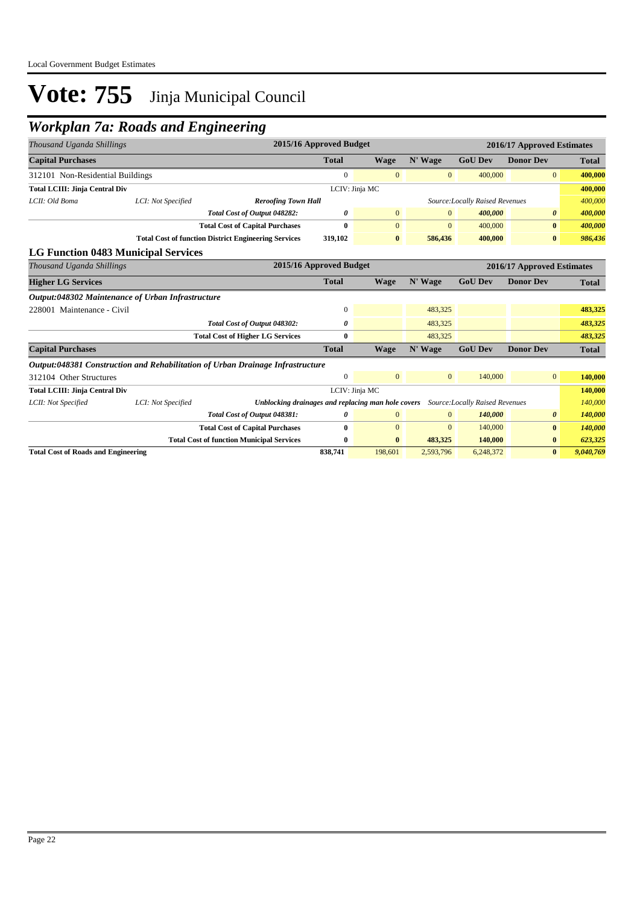# Vote: 755 Jinja Municipal Council

## Workplan 7a: Roads and Engineering

| Thousand Uganda Shillings | | | 2015/16 Approved Budget | | | 2016/17 Approved Estimates | | |
|---|---|---|---|---|---|---|---|---|
| **Capital Purchases** | | | **Total** | **Wage** | **N' Wage** | **GoU Dev** | **Donor Dev** | **Total** |
| 312101 Non-Residential Buildings | | | 0 | 0 | 0 | 400,000 | 0 | **400,000** |
| **Total LCIII: Jinja Central Div** | | | LCIV: Jinja MC | | | | | **400,000** |
| *LCII: Old Boma* | *LCI: Not Specified* | ***Reroofing Town Hall*** | | | | *Source:Locally Raised Revenues* | | *400,000* |
| | | ***Total Cost of Output 048282:*** | ***0*** | 0 | 0 | ***400,000*** | ***0*** | ***400,000*** |
| | | **Total Cost of Capital Purchases** | **0** | 0 | 0 | 400,000 | **0** | ***400,000*** |
| | | **Total Cost of function District Engineering Services** | **319,102** | **0** | **586,436** | **400,000** | **0** | ***986,436*** |

### LG Function 0483 Municipal Services

| Thousand Uganda Shillings | | | 2015/16 Approved Budget | | | 2016/17 Approved Estimates | | |
|---|---|---|---|---|---|---|---|---|
| **Higher LG Services** | | | **Total** | **Wage** | **N' Wage** | **GoU Dev** | **Donor Dev** | **Total** |
| ***Output:048302 Maintenance of Urban Infrastructure*** | | | | | | | | |
| 228001 Maintenance - Civil | | | 0 | | 483,325 | | | **483,325** |
| | | ***Total Cost of Output 048302:*** | ***0*** | | 483,325 | | | ***483,325*** |
| | | **Total Cost of Higher LG Services** | **0** | | 483,325 | | | ***483,325*** |
| **Capital Purchases** | | | **Total** | **Wage** | **N' Wage** | **GoU Dev** | **Donor Dev** | **Total** |
| ***Output:048381 Construction and Rehabilitation of Urban Drainage Infrastructure*** | | | | | | | | |
| 312104 Other Structures | | | 0 | 0 | 0 | 140,000 | 0 | **140,000** |
| **Total LCIII: Jinja Central Div** | | | LCIV: Jinja MC | | | | | **140,000** |
| *LCII: Not Specified* | *LCI: Not Specified* | ***Unblocking drainages and replacing man hole covers*** | | | | *Source:Locally Raised Revenues* | | *140,000* |
| | | ***Total Cost of Output 048381:*** | ***0*** | 0 | 0 | ***140,000*** | ***0*** | ***140,000*** |
| | | **Total Cost of Capital Purchases** | **0** | 0 | 0 | 140,000 | **0** | ***140,000*** |
| | | **Total Cost of function Municipal Services** | **0** | **0** | **483,325** | **140,000** | **0** | ***623,325*** |
| **Total Cost of Roads and Engineering** | | | **838,741** | 198,601 | 2,593,796 | 6,248,372 | **0** | ***9,040,769*** |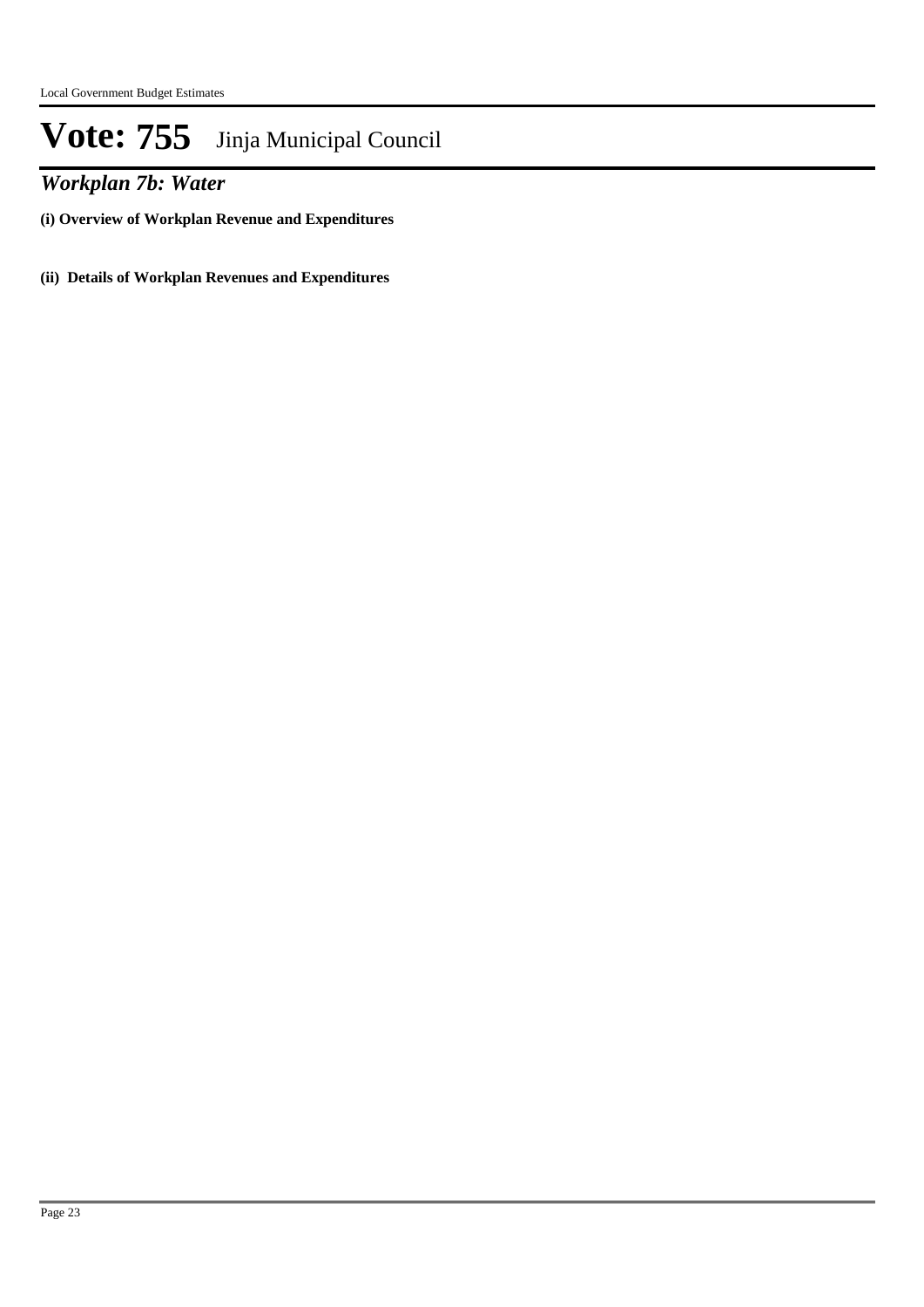# Vote: 755 Jinja Municipal Council

## *Workplan 7b: Water*

**(i) Overview of Workplan Revenue and Expenditures**

**(ii) Details of Workplan Revenues and Expenditures**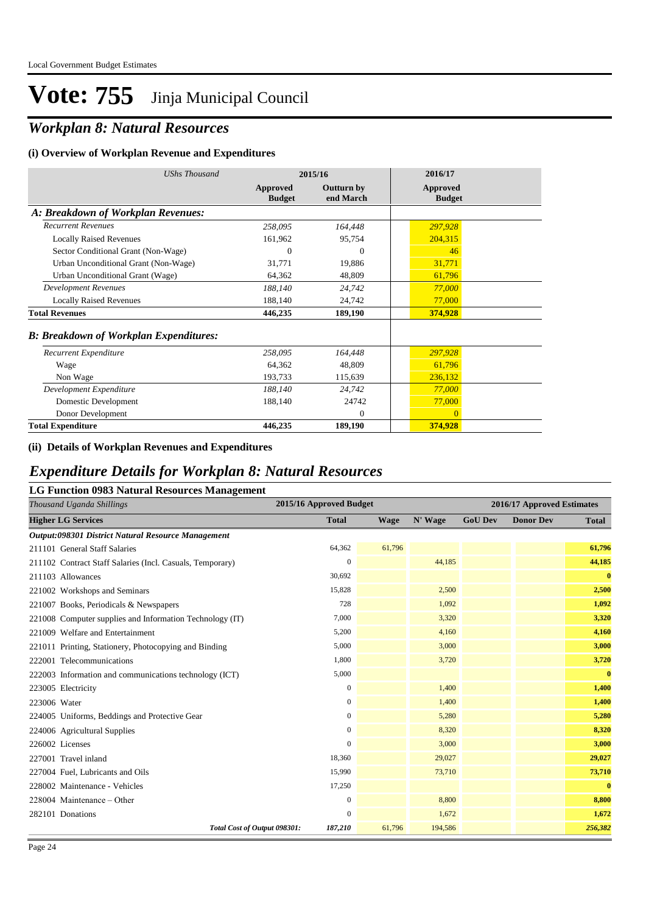# Vote: 755 Jinja Municipal Council

## *Workplan 8: Natural Resources*

### (i) Overview of Workplan Revenue and Expenditures

| *UShs Thousand* | 2015/16 | | 2016/17 |
|---|---|---|---|
| | **Approved Budget** | **Outturn by end March** | **Approved Budget** |
| ***A: Breakdown of Workplan Revenues:*** | | | |
| *Recurrent Revenues* | *258,095* | *164,448* | *297,928* |
| Locally Raised Revenues | 161,962 | 95,754 | 204,315 |
| Sector Conditional Grant (Non-Wage) | 0 | 0 | 46 |
| Urban Unconditional Grant (Non-Wage) | 31,771 | 19,886 | 31,771 |
| Urban Unconditional Grant (Wage) | 64,362 | 48,809 | 61,796 |
| *Development Revenues* | *188,140* | *24,742* | *77,000* |
| Locally Raised Revenues | 188,140 | 24,742 | 77,000 |
| **Total Revenues** | **446,235** | **189,190** | **374,928** |
| ***B: Breakdown of Workplan Expenditures:*** | | | |
| *Recurrent Expenditure* | *258,095* | *164,448* | *297,928* |
| Wage | 64,362 | 48,809 | 61,796 |
| Non Wage | 193,733 | 115,639 | 236,132 |
| *Development Expenditure* | *188,140* | *24,742* | *77,000* |
| Domestic Development | 188,140 | 24742 | 77,000 |
| Donor Development | | 0 | 0 |
| **Total Expenditure** | **446,235** | **189,190** | **374,928** |

### (ii) Details of Workplan Revenues and Expenditures

## *Expenditure Details for Workplan 8: Natural Resources*

### LG Function 0983 Natural Resources Management

| *Thousand Uganda Shillings* | 2015/16 Approved Budget | 2016/17 Approved Estimates | | | | |
|---|---|---|---|---|---|---|
| **Higher LG Services** | **Total** | **Wage** | **N' Wage** | **GoU Dev** | **Donor Dev** | **Total** |
| ***Output:098301 District Natural Resource Management*** | | | | | | |
| 211101 General Staff Salaries | 64,362 | 61,796 | | | | **61,796** |
| 211102 Contract Staff Salaries (Incl. Casuals, Temporary) | 0 | | 44,185 | | | **44,185** |
| 211103 Allowances | 30,692 | | | | | **0** |
| 221002 Workshops and Seminars | 15,828 | | 2,500 | | | **2,500** |
| 221007 Books, Periodicals & Newspapers | 728 | | 1,092 | | | **1,092** |
| 221008 Computer supplies and Information Technology (IT) | 7,000 | | 3,320 | | | **3,320** |
| 221009 Welfare and Entertainment | 5,200 | | 4,160 | | | **4,160** |
| 221011 Printing, Stationery, Photocopying and Binding | 5,000 | | 3,000 | | | **3,000** |
| 222001 Telecommunications | 1,800 | | 3,720 | | | **3,720** |
| 222003 Information and communications technology (ICT) | 5,000 | | | | | **0** |
| 223005 Electricity | 0 | | 1,400 | | | **1,400** |
| 223006 Water | 0 | | 1,400 | | | **1,400** |
| 224005 Uniforms, Beddings and Protective Gear | 0 | | 5,280 | | | **5,280** |
| 224006 Agricultural Supplies | 0 | | 8,320 | | | **8,320** |
| 226002 Licenses | 0 | | 3,000 | | | **3,000** |
| 227001 Travel inland | 18,360 | | 29,027 | | | **29,027** |
| 227004 Fuel, Lubricants and Oils | 15,990 | | 73,710 | | | **73,710** |
| 228002 Maintenance - Vehicles | 17,250 | | | | | **0** |
| 228004 Maintenance – Other | 0 | | 8,800 | | | **8,800** |
| 282101 Donations | 0 | | 1,672 | | | **1,672** |
| ***Total Cost of Output 098301:*** | ***187,210*** | 61,796 | 194,586 | | | ***256,382*** |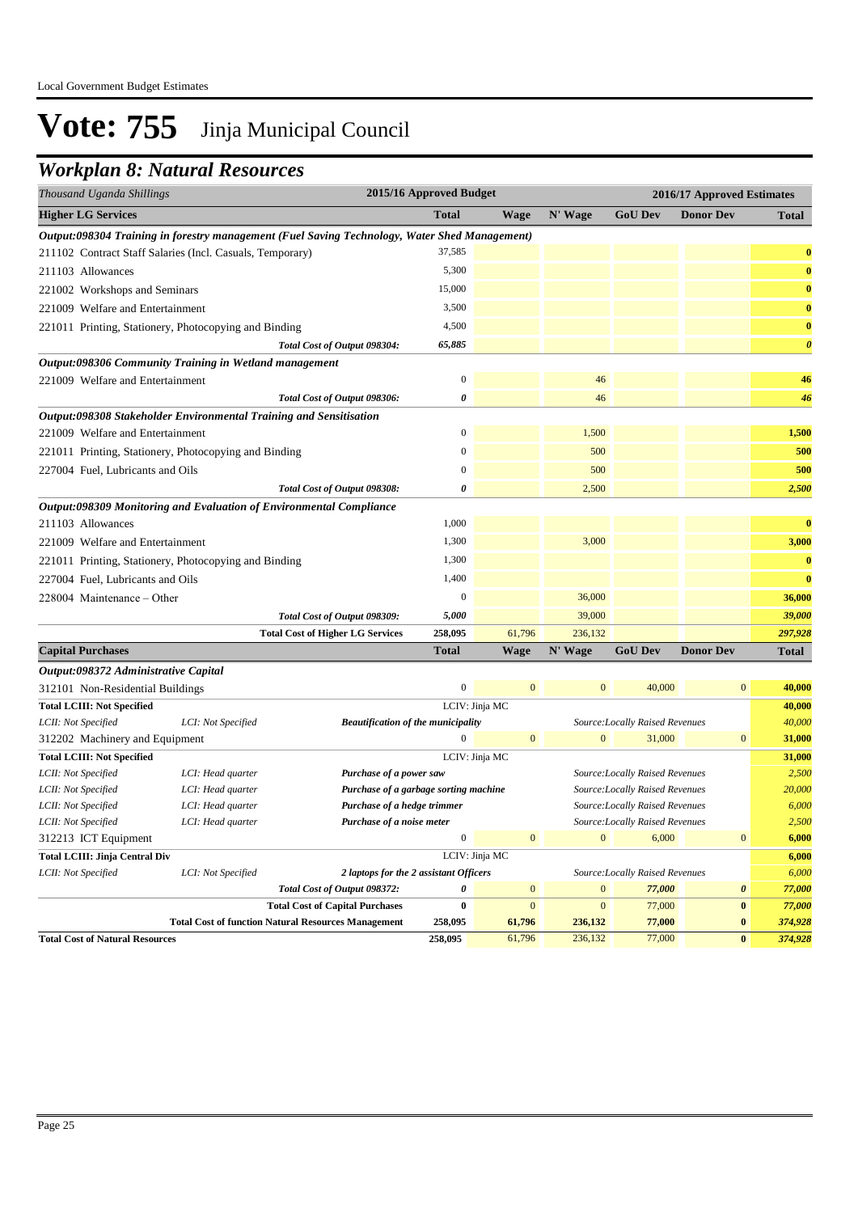# Vote: 755 Jinja Municipal Council

## *Workplan 8: Natural Resources*

| *Thousand Uganda Shillings* | | | 2015/16 Approved Budget | 2016/17 Approved Estimates | | | | |
|---|---|---|---|---|---|---|---|---|
| **Higher LG Services** | | | **Total** | **Wage** | **N' Wage** | **GoU Dev** | **Donor Dev** | **Total** |
| ***Output:098304 Training in forestry management (Fuel Saving Technology, Water Shed Management)*** | | | | | | | | |
| 211102 Contract Staff Salaries (Incl. Casuals, Temporary) | | | 37,585 | | | | | **0** |
| 211103 Allowances | | | 5,300 | | | | | **0** |
| 221002 Workshops and Seminars | | | 15,000 | | | | | **0** |
| 221009 Welfare and Entertainment | | | 3,500 | | | | | **0** |
| 221011 Printing, Stationery, Photocopying and Binding | | | 4,500 | | | | | **0** |
| | | *Total Cost of Output 098304:* | *65,885* | | | | | ***0*** |
| ***Output:098306 Community Training in Wetland management*** | | | | | | | | |
| 221009 Welfare and Entertainment | | | 0 | | 46 | | | **46** |
| | | *Total Cost of Output 098306:* | *0* | | 46 | | | ***46*** |
| ***Output:098308 Stakeholder Environmental Training and Sensitisation*** | | | | | | | | |
| 221009 Welfare and Entertainment | | | 0 | | 1,500 | | | **1,500** |
| 221011 Printing, Stationery, Photocopying and Binding | | | 0 | | 500 | | | **500** |
| 227004 Fuel, Lubricants and Oils | | | 0 | | 500 | | | **500** |
| | | *Total Cost of Output 098308:* | *0* | | 2,500 | | | ***2,500*** |
| ***Output:098309 Monitoring and Evaluation of Environmental Compliance*** | | | | | | | | |
| 211103 Allowances | | | 1,000 | | | | | **0** |
| 221009 Welfare and Entertainment | | | 1,300 | | 3,000 | | | **3,000** |
| 221011 Printing, Stationery, Photocopying and Binding | | | 1,300 | | | | | **0** |
| 227004 Fuel, Lubricants and Oils | | | 1,400 | | | | | **0** |
| 228004 Maintenance – Other | | | 0 | | 36,000 | | | **36,000** |
| | | *Total Cost of Output 098309:* | *5,000* | | 39,000 | | | ***39,000*** |
| | | **Total Cost of Higher LG Services** | **258,095** | 61,796 | 236,132 | | | ***297,928*** |
| **Capital Purchases** | | | **Total** | **Wage** | **N' Wage** | **GoU Dev** | **Donor Dev** | **Total** |
| ***Output:098372 Administrative Capital*** | | | | | | | | |
| 312101 Non-Residential Buildings | | | 0 | 0 | 0 | 40,000 | 0 | **40,000** |
| **Total LCIII: Not Specified** | | | LCIV: Jinja MC | | | | | **40,000** |
| *LCII: Not Specified* | *LCI: Not Specified* | ***Beautification of the municipality*** | | | *Source:Locally Raised Revenues* | | | *40,000* |
| 312202 Machinery and Equipment | | | 0 | 0 | 0 | 31,000 | 0 | **31,000** |
| **Total LCIII: Not Specified** | | | LCIV: Jinja MC | | | | | **31,000** |
| *LCII: Not Specified* | *LCI: Head quarter* | ***Purchase of a power saw*** | | | *Source:Locally Raised Revenues* | | | *2,500* |
| *LCII: Not Specified* | *LCI: Head quarter* | ***Purchase of a garbage sorting machine*** | | | *Source:Locally Raised Revenues* | | | *20,000* |
| *LCII: Not Specified* | *LCI: Head quarter* | ***Purchase of a hedge trimmer*** | | | *Source:Locally Raised Revenues* | | | *6,000* |
| *LCII: Not Specified* | *LCI: Head quarter* | ***Purchase of a noise meter*** | | | *Source:Locally Raised Revenues* | | | *2,500* |
| 312213 ICT Equipment | | | 0 | 0 | 0 | 6,000 | 0 | **6,000** |
| **Total LCIII: Jinja Central Div** | | | LCIV: Jinja MC | | | | | **6,000** |
| *LCII: Not Specified* | *LCI: Not Specified* | ***2 laptops for the 2 assistant Officers*** | | | *Source:Locally Raised Revenues* | | | *6,000* |
| | | *Total Cost of Output 098372:* | *0* | 0 | 0 | *77,000* | *0* | ***77,000*** |
| | | **Total Cost of Capital Purchases** | **0** | 0 | 0 | 77,000 | **0** | ***77,000*** |
| | | **Total Cost of function Natural Resources Management** | **258,095** | **61,796** | **236,132** | **77,000** | **0** | ***374,928*** |
| **Total Cost of Natural Resources** | | | **258,095** | 61,796 | 236,132 | 77,000 | **0** | ***374,928*** |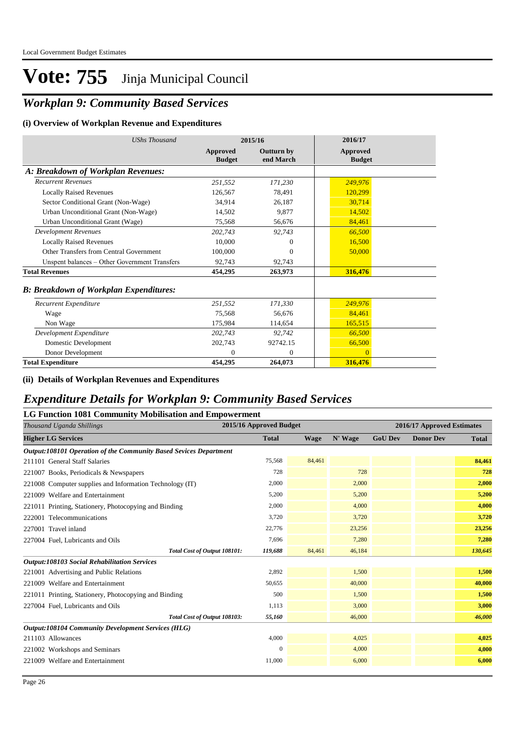# Vote: 755 Jinja Municipal Council

## Workplan 9: Community Based Services

### (i) Overview of Workplan Revenue and Expenditures

| *UShs Thousand* | 2015/16 Approved Budget | 2015/16 Outturn by end March | 2016/17 Approved Budget |
|---|---|---|---|
| ***A: Breakdown of Workplan Revenues:*** | | | |
| *Recurrent Revenues* | *251,552* | *171,230* | *249,976* |
| Locally Raised Revenues | 126,567 | 78,491 | 120,299 |
| Sector Conditional Grant (Non-Wage) | 34,914 | 26,187 | 30,714 |
| Urban Unconditional Grant (Non-Wage) | 14,502 | 9,877 | 14,502 |
| Urban Unconditional Grant (Wage) | 75,568 | 56,676 | 84,461 |
| *Development Revenues* | *202,743* | *92,743* | *66,500* |
| Locally Raised Revenues | 10,000 | 0 | 16,500 |
| Other Transfers from Central Government | 100,000 | 0 | 50,000 |
| Unspent balances – Other Government Transfers | 92,743 | 92,743 | |
| **Total Revenues** | **454,295** | **263,973** | **316,476** |
| ***B: Breakdown of Workplan Expenditures:*** | | | |
| *Recurrent Expenditure* | *251,552* | *171,330* | *249,976* |
| Wage | 75,568 | 56,676 | 84,461 |
| Non Wage | 175,984 | 114,654 | 165,515 |
| *Development Expenditure* | *202,743* | *92,742* | *66,500* |
| Domestic Development | 202,743 | 92742.15 | 66,500 |
| Donor Development | 0 | 0 | 0 |
| **Total Expenditure** | **454,295** | **264,073** | **316,476** |

### (ii) Details of Workplan Revenues and Expenditures

## Expenditure Details for Workplan 9: Community Based Services

### LG Function 1081 Community Mobilisation and Empowerment

| *Thousand Uganda Shillings* | 2015/16 Approved Budget | 2016/17 Approved Estimates | | | | |
|---|---|---|---|---|---|---|
| **Higher LG Services** | **Total** | **Wage** | **N' Wage** | **GoU Dev** | **Donor Dev** | **Total** |
| ***Output:108101 Operation of the Community Based Sevices Department*** | | | | | | |
| 211101 General Staff Salaries | 75,568 | 84,461 | | | | **84,461** |
| 221007 Books, Periodicals & Newspapers | 728 | | 728 | | | **728** |
| 221008 Computer supplies and Information Technology (IT) | 2,000 | | 2,000 | | | **2,000** |
| 221009 Welfare and Entertainment | 5,200 | | 5,200 | | | **5,200** |
| 221011 Printing, Stationery, Photocopying and Binding | 2,000 | | 4,000 | | | **4,000** |
| 222001 Telecommunications | 3,720 | | 3,720 | | | **3,720** |
| 227001 Travel inland | 22,776 | | 23,256 | | | **23,256** |
| 227004 Fuel, Lubricants and Oils | 7,696 | | 7,280 | | | **7,280** |
| ***Total Cost of Output 108101:*** | ***119,688*** | 84,461 | 46,184 | | | ***130,645*** |
| ***Output:108103 Social Rehabilitation Services*** | | | | | | |
| 221001 Advertising and Public Relations | 2,892 | | 1,500 | | | **1,500** |
| 221009 Welfare and Entertainment | 50,655 | | 40,000 | | | **40,000** |
| 221011 Printing, Stationery, Photocopying and Binding | 500 | | 1,500 | | | **1,500** |
| 227004 Fuel, Lubricants and Oils | 1,113 | | 3,000 | | | **3,000** |
| ***Total Cost of Output 108103:*** | ***55,160*** | | 46,000 | | | ***46,000*** |
| ***Output:108104 Community Development Services (HLG)*** | | | | | | |
| 211103 Allowances | 4,000 | | 4,025 | | | **4,025** |
| 221002 Workshops and Seminars | 0 | | 4,000 | | | **4,000** |
| 221009 Welfare and Entertainment | 11,000 | | 6,000 | | | **6,000** |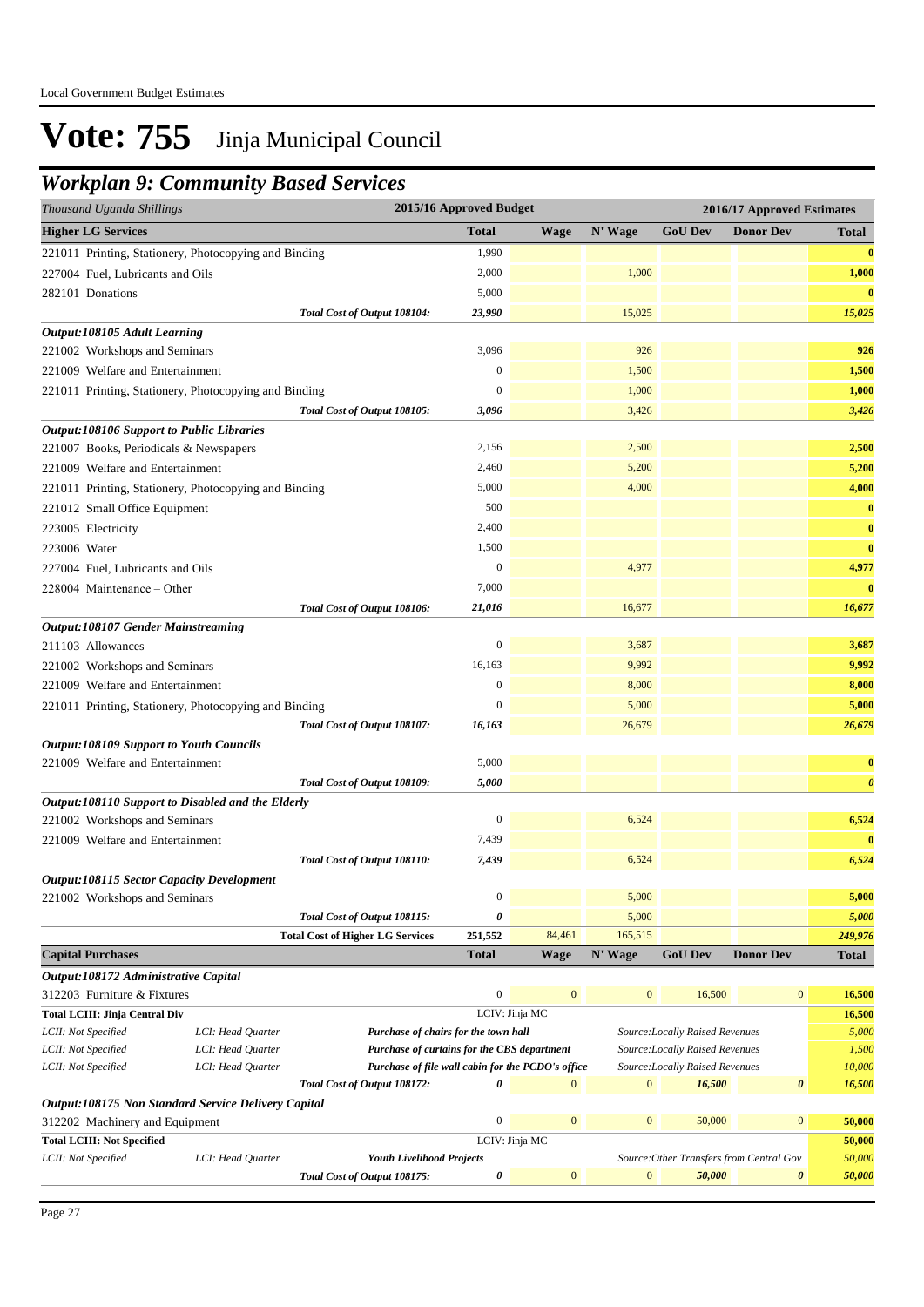Local Government Budget Estimates

# Vote: 755 Jinja Municipal Council

## Workplan 9: Community Based Services

| Thousand Uganda Shillings | | | 2015/16 Approved Budget | 2016/17 Approved Estimates | | | | |
|---|---|---|---|---|---|---|---|---|
| **Higher LG Services** | | | **Total** | **Wage** | **N' Wage** | **GoU Dev** | **Donor Dev** | **Total** |
| 221011 Printing, Stationery, Photocopying and Binding | | | 1,990 | | | | | **0** |
| 227004 Fuel, Lubricants and Oils | | | 2,000 | | 1,000 | | | **1,000** |
| 282101 Donations | | | 5,000 | | | | | **0** |
| | | *Total Cost of Output 108104:* | *23,990* | | 15,025 | | | *15,025* |
| ***Output:108105 Adult Learning*** | | | | | | | | |
| 221002 Workshops and Seminars | | | 3,096 | | 926 | | | **926** |
| 221009 Welfare and Entertainment | | | 0 | | 1,500 | | | **1,500** |
| 221011 Printing, Stationery, Photocopying and Binding | | | 0 | | 1,000 | | | **1,000** |
| | | *Total Cost of Output 108105:* | *3,096* | | 3,426 | | | *3,426* |
| ***Output:108106 Support to Public Libraries*** | | | | | | | | |
| 221007 Books, Periodicals & Newspapers | | | 2,156 | | 2,500 | | | **2,500** |
| 221009 Welfare and Entertainment | | | 2,460 | | 5,200 | | | **5,200** |
| 221011 Printing, Stationery, Photocopying and Binding | | | 5,000 | | 4,000 | | | **4,000** |
| 221012 Small Office Equipment | | | 500 | | | | | **0** |
| 223005 Electricity | | | 2,400 | | | | | **0** |
| 223006 Water | | | 1,500 | | | | | **0** |
| 227004 Fuel, Lubricants and Oils | | | 0 | | 4,977 | | | **4,977** |
| 228004 Maintenance – Other | | | 7,000 | | | | | **0** |
| | | *Total Cost of Output 108106:* | *21,016* | | 16,677 | | | *16,677* |
| ***Output:108107 Gender Mainstreaming*** | | | | | | | | |
| 211103 Allowances | | | 0 | | 3,687 | | | **3,687** |
| 221002 Workshops and Seminars | | | 16,163 | | 9,992 | | | **9,992** |
| 221009 Welfare and Entertainment | | | 0 | | 8,000 | | | **8,000** |
| 221011 Printing, Stationery, Photocopying and Binding | | | 0 | | 5,000 | | | **5,000** |
| | | *Total Cost of Output 108107:* | *16,163* | | 26,679 | | | *26,679* |
| ***Output:108109 Support to Youth Councils*** | | | | | | | | |
| 221009 Welfare and Entertainment | | | 5,000 | | | | | **0** |
| | | *Total Cost of Output 108109:* | *5,000* | | | | | *0* |
| ***Output:108110 Support to Disabled and the Elderly*** | | | | | | | | |
| 221002 Workshops and Seminars | | | 0 | | 6,524 | | | **6,524** |
| 221009 Welfare and Entertainment | | | 7,439 | | | | | **0** |
| | | *Total Cost of Output 108110:* | *7,439* | | 6,524 | | | *6,524* |
| ***Output:108115 Sector Capacity Development*** | | | | | | | | |
| 221002 Workshops and Seminars | | | 0 | | 5,000 | | | **5,000** |
| | | *Total Cost of Output 108115:* | *0* | | 5,000 | | | *5,000* |
| | | **Total Cost of Higher LG Services** | **251,552** | 84,461 | 165,515 | | | ***249,976*** |
| **Capital Purchases** | | | **Total** | **Wage** | **N' Wage** | **GoU Dev** | **Donor Dev** | **Total** |
| ***Output:108172 Administrative Capital*** | | | | | | | | |
| 312203 Furniture & Fixtures | | | 0 | 0 | 0 | 16,500 | 0 | **16,500** |
| **Total LCIII: Jinja Central Div** | | | LCIV: Jinja MC | | | | | **16,500** |
| *LCII: Not Specified* | *LCI: Head Quarter* | ***Purchase of chairs for the town hall*** | | | | *Source:Locally Raised Revenues* | | *5,000* |
| *LCII: Not Specified* | *LCI: Head Quarter* | ***Purchase of curtains for the CBS department*** | | | | *Source:Locally Raised Revenues* | | *1,500* |
| *LCII: Not Specified* | *LCI: Head Quarter* | ***Purchase of file wall cabin for the PCDO's office*** | | | | *Source:Locally Raised Revenues* | | *10,000* |
| | | *Total Cost of Output 108172:* | *0* | 0 | 0 | *16,500* | *0* | *16,500* |
| ***Output:108175 Non Standard Service Delivery Capital*** | | | | | | | | |
| 312202 Machinery and Equipment | | | 0 | 0 | 0 | 50,000 | 0 | **50,000** |
| **Total LCIII: Not Specified** | | | LCIV: Jinja MC | | | | | **50,000** |
| *LCII: Not Specified* | *LCI: Head Quarter* | ***Youth Livelihood Projects*** | | | | *Source:Other Transfers from Central Gov* | | *50,000* |
| | | *Total Cost of Output 108175:* | *0* | 0 | 0 | *50,000* | *0* | *50,000* |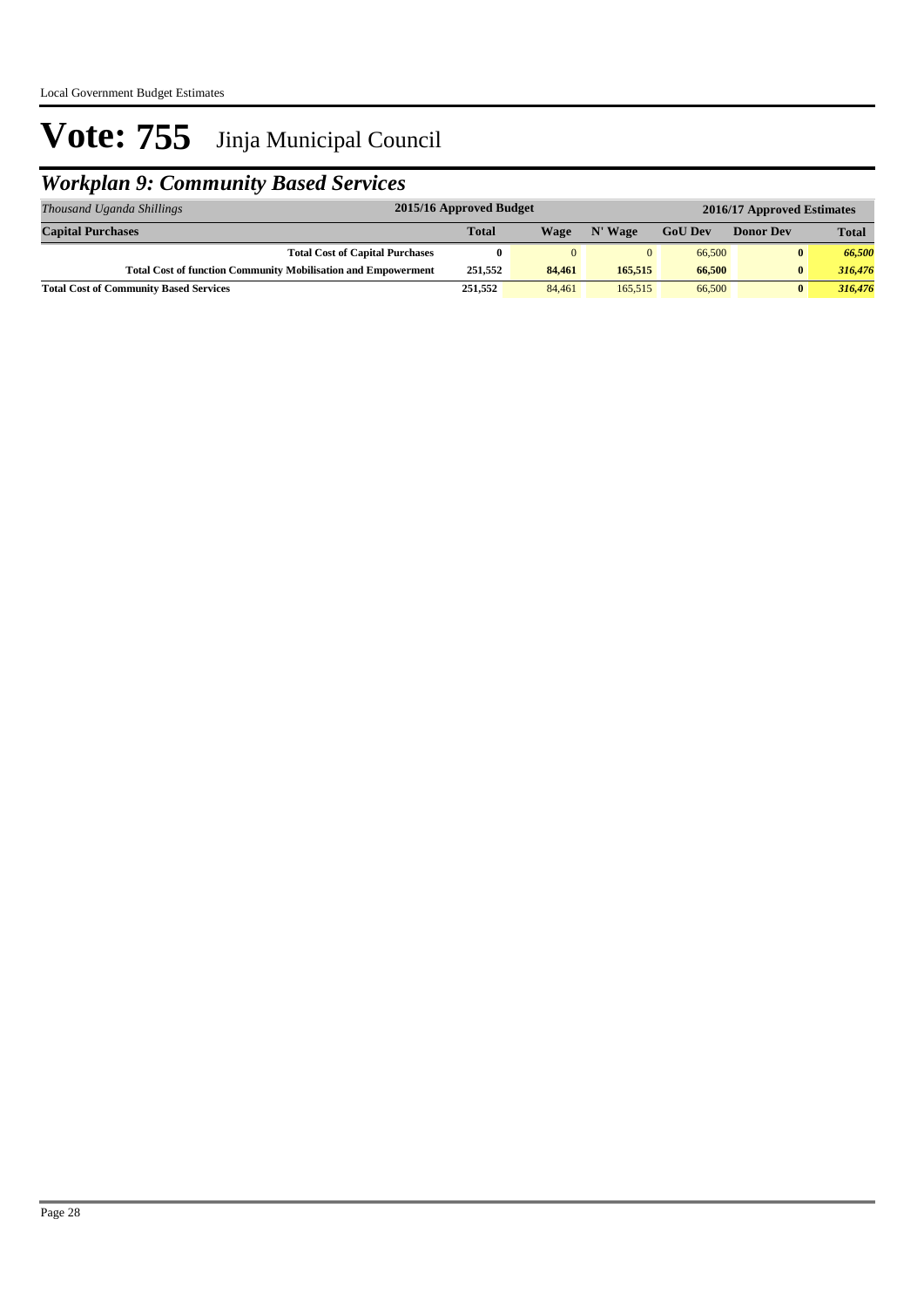# Vote: 755 Jinja Municipal Council

## *Workplan 9: Community Based Services*

| *Thousand Uganda Shillings* | 2015/16 Approved Budget | 2016/17 Approved Estimates | | | | |
|---|---|---|---|---|---|---|
| **Capital Purchases** | **Total** | **Wage** | **N' Wage** | **GoU Dev** | **Donor Dev** | **Total** |
| **Total Cost of Capital Purchases** | **0** | 0 | 0 | 66,500 | **0** | ***66,500*** |
| **Total Cost of function Community Mobilisation and Empowerment** | **251,552** | **84,461** | **165,515** | **66,500** | **0** | ***316,476*** |
| **Total Cost of Community Based Services** | **251,552** | 84,461 | 165,515 | 66,500 | **0** | ***316,476*** |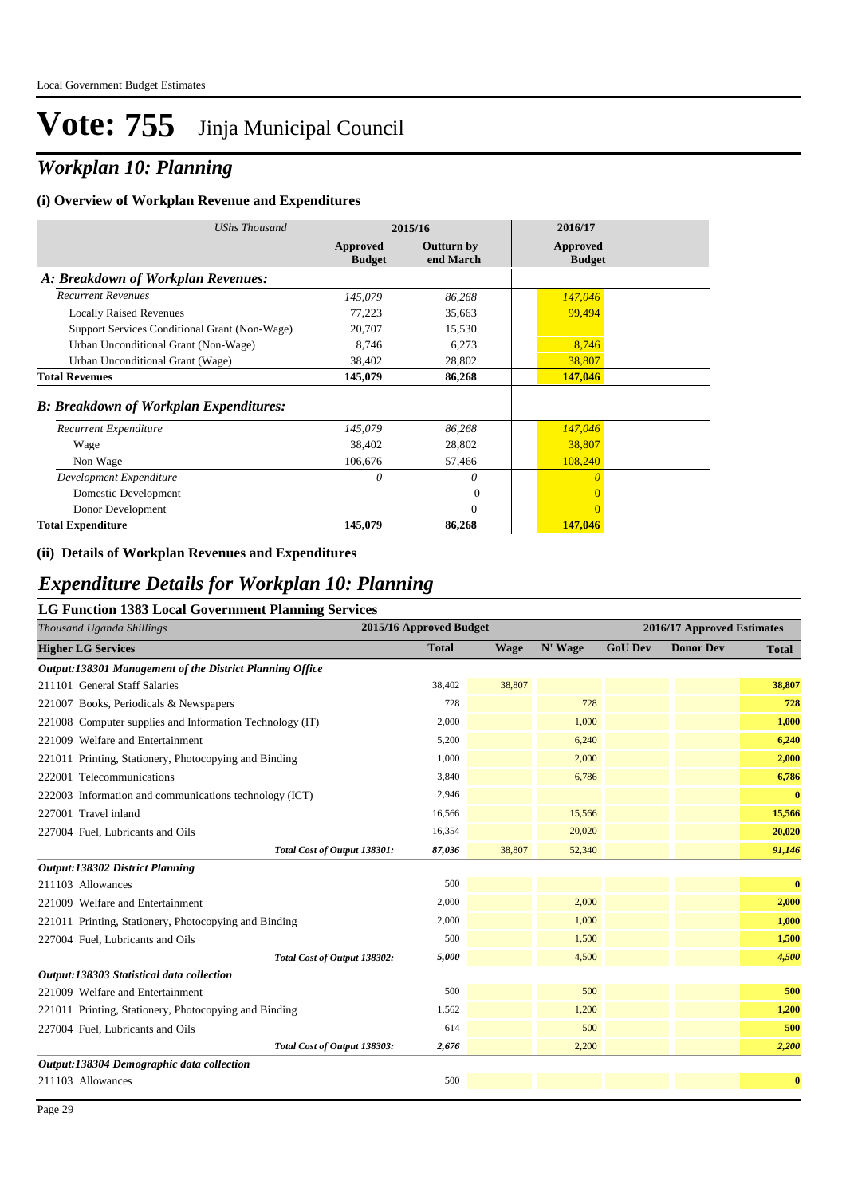# Vote: 755 Jinja Municipal Council

## *Workplan 10: Planning*

### (i) Overview of Workplan Revenue and Expenditures

| *UShs Thousand* | 2015/16 Approved Budget | 2015/16 Outturn by end March | 2016/17 Approved Budget |
|---|---|---|---|
| ***A: Breakdown of Workplan Revenues:*** | | | |
| *Recurrent Revenues* | *145,079* | *86,268* | *147,046* |
| Locally Raised Revenues | 77,223 | 35,663 | 99,494 |
| Support Services Conditional Grant (Non-Wage) | 20,707 | 15,530 | |
| Urban Unconditional Grant (Non-Wage) | 8,746 | 6,273 | 8,746 |
| Urban Unconditional Grant (Wage) | 38,402 | 28,802 | 38,807 |
| **Total Revenues** | **145,079** | **86,268** | **147,046** |
| ***B: Breakdown of Workplan Expenditures:*** | | | |
| *Recurrent Expenditure* | *145,079* | *86,268* | *147,046* |
| Wage | 38,402 | 28,802 | 38,807 |
| Non Wage | 106,676 | 57,466 | 108,240 |
| *Development Expenditure* | *0* | *0* | *0* |
| Domestic Development | | 0 | 0 |
| Donor Development | | 0 | 0 |
| **Total Expenditure** | **145,079** | **86,268** | **147,046** |

### (ii) Details of Workplan Revenues and Expenditures

## *Expenditure Details for Workplan 10: Planning*

### LG Function 1383 Local Government Planning Services

| *Thousand Uganda Shillings* | 2015/16 Approved Budget | 2016/17 Approved Estimates | | | | |
|---|---|---|---|---|---|---|
| **Higher LG Services** | **Total** | **Wage** | **N' Wage** | **GoU Dev** | **Donor Dev** | **Total** |
| ***Output:138301 Management of the District Planning Office*** | | | | | | |
| 211101 General Staff Salaries | 38,402 | 38,807 | | | | **38,807** |
| 221007 Books, Periodicals & Newspapers | 728 | | 728 | | | **728** |
| 221008 Computer supplies and Information Technology (IT) | 2,000 | | 1,000 | | | **1,000** |
| 221009 Welfare and Entertainment | 5,200 | | 6,240 | | | **6,240** |
| 221011 Printing, Stationery, Photocopying and Binding | 1,000 | | 2,000 | | | **2,000** |
| 222001 Telecommunications | 3,840 | | 6,786 | | | **6,786** |
| 222003 Information and communications technology (ICT) | 2,946 | | | | | **0** |
| 227001 Travel inland | 16,566 | | 15,566 | | | **15,566** |
| 227004 Fuel, Lubricants and Oils | 16,354 | | 20,020 | | | **20,020** |
| *Total Cost of Output 138301:* | *87,036* | 38,807 | 52,340 | | | ***91,146*** |
| ***Output:138302 District Planning*** | | | | | | |
| 211103 Allowances | 500 | | | | | **0** |
| 221009 Welfare and Entertainment | 2,000 | | 2,000 | | | **2,000** |
| 221011 Printing, Stationery, Photocopying and Binding | 2,000 | | 1,000 | | | **1,000** |
| 227004 Fuel, Lubricants and Oils | 500 | | 1,500 | | | **1,500** |
| *Total Cost of Output 138302:* | *5,000* | | 4,500 | | | ***4,500*** |
| ***Output:138303 Statistical data collection*** | | | | | | |
| 221009 Welfare and Entertainment | 500 | | 500 | | | **500** |
| 221011 Printing, Stationery, Photocopying and Binding | 1,562 | | 1,200 | | | **1,200** |
| 227004 Fuel, Lubricants and Oils | 614 | | 500 | | | **500** |
| *Total Cost of Output 138303:* | *2,676* | | 2,200 | | | ***2,200*** |
| ***Output:138304 Demographic data collection*** | | | | | | |
| 211103 Allowances | 500 | | | | | **0** |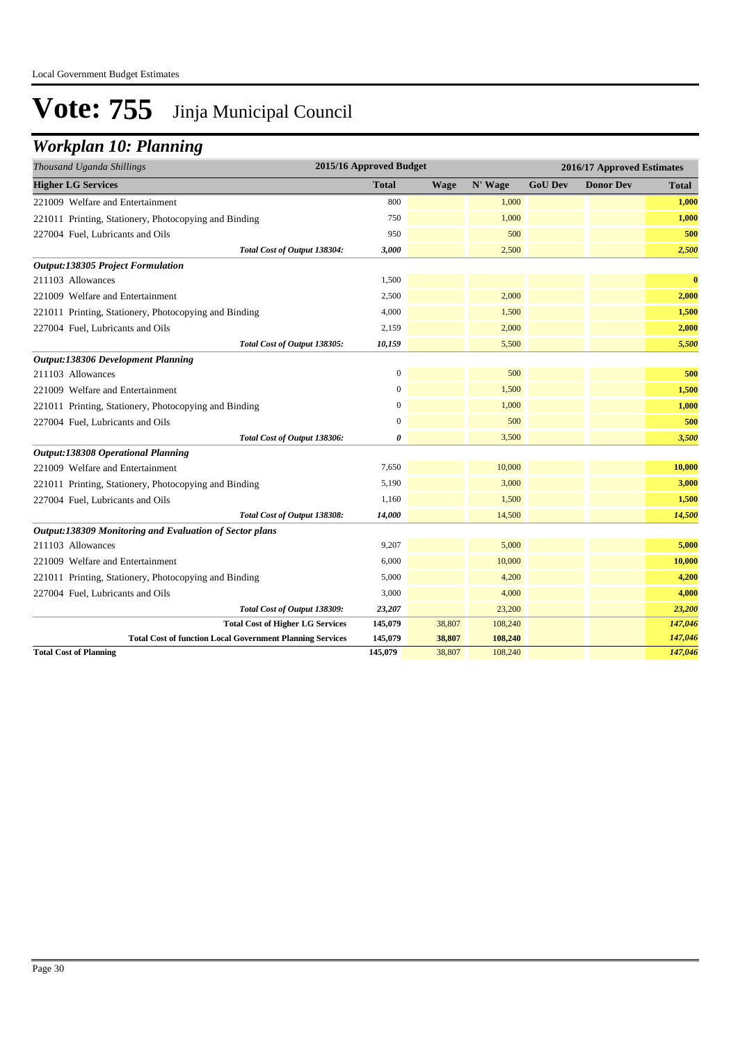Local Government Budget Estimates

# Vote: 755 Jinja Municipal Council

## Workplan 10: Planning

| Thousand Uganda Shillings | 2015/16 Approved Budget | 2016/17 Approved Estimates | | | | |
|---|---|---|---|---|---|---|
| **Higher LG Services** | **Total** | **Wage** | **N' Wage** | **GoU Dev** | **Donor Dev** | **Total** |
| 221009 Welfare and Entertainment | 800 | | 1,000 | | | **1,000** |
| 221011 Printing, Stationery, Photocopying and Binding | 750 | | 1,000 | | | **1,000** |
| 227004 Fuel, Lubricants and Oils | 950 | | 500 | | | **500** |
| *Total Cost of Output 138304:* | *3,000* | | 2,500 | | | ***2,500*** |
| ***Output:138305 Project Formulation*** | | | | | | |
| 211103 Allowances | 1,500 | | | | | **0** |
| 221009 Welfare and Entertainment | 2,500 | | 2,000 | | | **2,000** |
| 221011 Printing, Stationery, Photocopying and Binding | 4,000 | | 1,500 | | | **1,500** |
| 227004 Fuel, Lubricants and Oils | 2,159 | | 2,000 | | | **2,000** |
| *Total Cost of Output 138305:* | *10,159* | | 5,500 | | | ***5,500*** |
| ***Output:138306 Development Planning*** | | | | | | |
| 211103 Allowances | 0 | | 500 | | | **500** |
| 221009 Welfare and Entertainment | 0 | | 1,500 | | | **1,500** |
| 221011 Printing, Stationery, Photocopying and Binding | 0 | | 1,000 | | | **1,000** |
| 227004 Fuel, Lubricants and Oils | 0 | | 500 | | | **500** |
| *Total Cost of Output 138306:* | *0* | | 3,500 | | | ***3,500*** |
| ***Output:138308 Operational Planning*** | | | | | | |
| 221009 Welfare and Entertainment | 7,650 | | 10,000 | | | **10,000** |
| 221011 Printing, Stationery, Photocopying and Binding | 5,190 | | 3,000 | | | **3,000** |
| 227004 Fuel, Lubricants and Oils | 1,160 | | 1,500 | | | **1,500** |
| *Total Cost of Output 138308:* | *14,000* | | 14,500 | | | ***14,500*** |
| ***Output:138309 Monitoring and Evaluation of Sector plans*** | | | | | | |
| 211103 Allowances | 9,207 | | 5,000 | | | **5,000** |
| 221009 Welfare and Entertainment | 6,000 | | 10,000 | | | **10,000** |
| 221011 Printing, Stationery, Photocopying and Binding | 5,000 | | 4,200 | | | **4,200** |
| 227004 Fuel, Lubricants and Oils | 3,000 | | 4,000 | | | **4,000** |
| *Total Cost of Output 138309:* | *23,207* | | 23,200 | | | ***23,200*** |
| **Total Cost of Higher LG Services** | **145,079** | 38,807 | 108,240 | | | ***147,046*** |
| **Total Cost of function Local Government Planning Services** | **145,079** | **38,807** | **108,240** | | | ***147,046*** |
| **Total Cost of Planning** | **145,079** | 38,807 | 108,240 | | | ***147,046*** |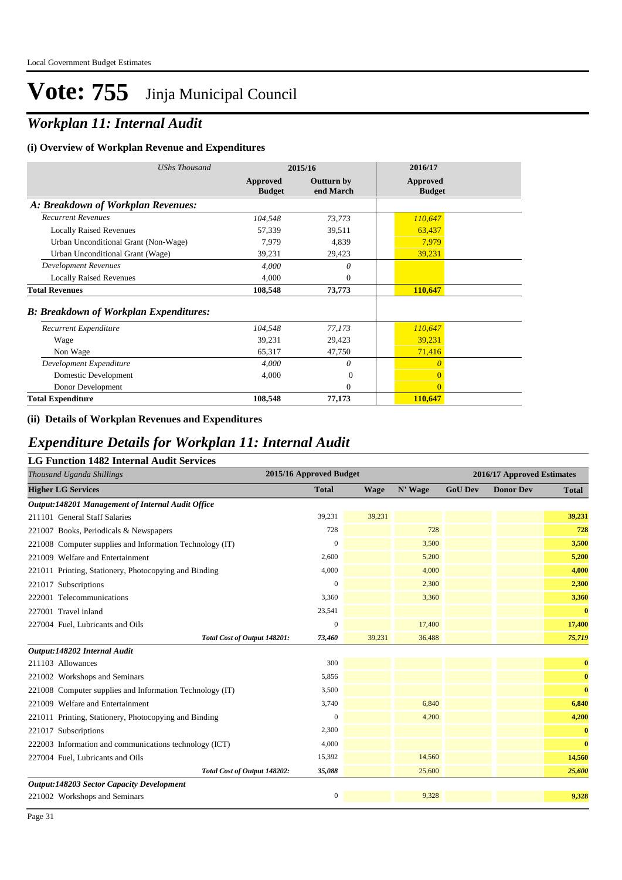# Vote: 755 Jinja Municipal Council

## *Workplan 11: Internal Audit*

### (i) Overview of Workplan Revenue and Expenditures

| *UShs Thousand* | 2015/16 | | 2016/17 |
|---|---|---|---|
| | **Approved Budget** | **Outturn by end March** | **Approved Budget** |
| ***A: Breakdown of Workplan Revenues:*** | | | |
| *Recurrent Revenues* | *104,548* | *73,773* | *110,647* |
| Locally Raised Revenues | 57,339 | 39,511 | 63,437 |
| Urban Unconditional Grant (Non-Wage) | 7,979 | 4,839 | 7,979 |
| Urban Unconditional Grant (Wage) | 39,231 | 29,423 | 39,231 |
| *Development Revenues* | *4,000* | *0* | |
| Locally Raised Revenues | 4,000 | 0 | |
| **Total Revenues** | **108,548** | **73,773** | **110,647** |
| ***B: Breakdown of Workplan Expenditures:*** | | | |
| *Recurrent Expenditure* | *104,548* | *77,173* | *110,647* |
| Wage | 39,231 | 29,423 | 39,231 |
| Non Wage | 65,317 | 47,750 | 71,416 |
| *Development Expenditure* | *4,000* | *0* | *0* |
| Domestic Development | 4,000 | 0 | 0 |
| Donor Development | | 0 | 0 |
| **Total Expenditure** | **108,548** | **77,173** | **110,647** |

### (ii) Details of Workplan Revenues and Expenditures

## *Expenditure Details for Workplan 11: Internal Audit*

### LG Function 1482 Internal Audit Services

| *Thousand Uganda Shillings* | 2015/16 Approved Budget | 2016/17 Approved Estimates | | | | |
|---|---|---|---|---|---|---|
| **Higher LG Services** | **Total** | **Wage** | **N' Wage** | **GoU Dev** | **Donor Dev** | **Total** |
| ***Output:148201 Management of Internal Audit Office*** | | | | | | |
| 211101 General Staff Salaries | 39,231 | 39,231 | | | | **39,231** |
| 221007 Books, Periodicals & Newspapers | 728 | | 728 | | | **728** |
| 221008 Computer supplies and Information Technology (IT) | 0 | | 3,500 | | | **3,500** |
| 221009 Welfare and Entertainment | 2,600 | | 5,200 | | | **5,200** |
| 221011 Printing, Stationery, Photocopying and Binding | 4,000 | | 4,000 | | | **4,000** |
| 221017 Subscriptions | 0 | | 2,300 | | | **2,300** |
| 222001 Telecommunications | 3,360 | | 3,360 | | | **3,360** |
| 227001 Travel inland | 23,541 | | | | | **0** |
| 227004 Fuel, Lubricants and Oils | 0 | | 17,400 | | | **17,400** |
| ***Total Cost of Output 148201:*** | ***73,460*** | 39,231 | 36,488 | | | ***75,719*** |
| ***Output:148202 Internal Audit*** | | | | | | |
| 211103 Allowances | 300 | | | | | **0** |
| 221002 Workshops and Seminars | 5,856 | | | | | **0** |
| 221008 Computer supplies and Information Technology (IT) | 3,500 | | | | | **0** |
| 221009 Welfare and Entertainment | 3,740 | | 6,840 | | | **6,840** |
| 221011 Printing, Stationery, Photocopying and Binding | 0 | | 4,200 | | | **4,200** |
| 221017 Subscriptions | 2,300 | | | | | **0** |
| 222003 Information and communications technology (ICT) | 4,000 | | | | | **0** |
| 227004 Fuel, Lubricants and Oils | 15,392 | | 14,560 | | | **14,560** |
| ***Total Cost of Output 148202:*** | ***35,088*** | | 25,600 | | | ***25,600*** |
| ***Output:148203 Sector Capacity Development*** | | | | | | |
| 221002 Workshops and Seminars | 0 | | 9,328 | | | **9,328** |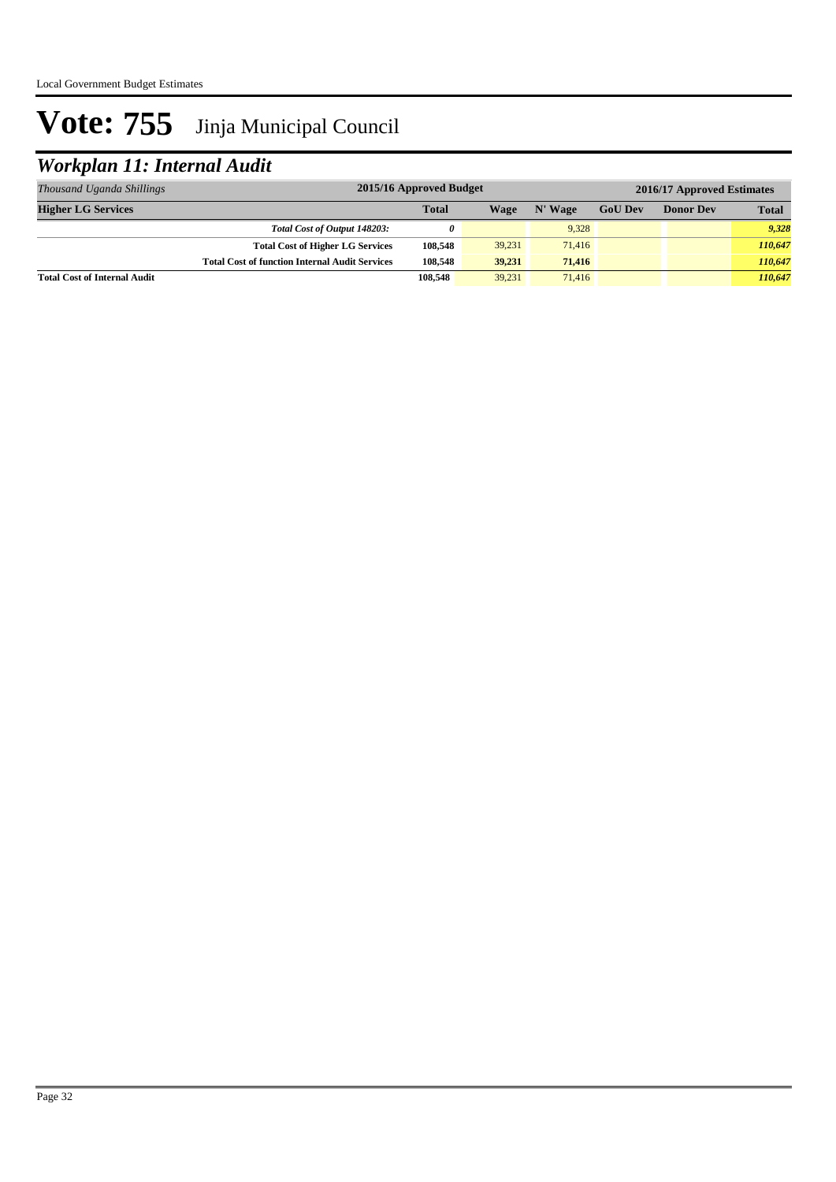# Vote: 755 Jinja Municipal Council

## *Workplan 11: Internal Audit*

| *Thousand Uganda Shillings* | 2015/16 Approved Budget | 2016/17 Approved Estimates | | | | |
|---|---|---|---|---|---|---|
| **Higher LG Services** | **Total** | **Wage** | **N' Wage** | **GoU Dev** | **Donor Dev** | **Total** |
| ***Total Cost of Output 148203:*** | ***0*** | | 9,328 | | | ***9,328*** |
| **Total Cost of Higher LG Services** | **108,548** | 39,231 | 71,416 | | | ***110,647*** |
| **Total Cost of function Internal Audit Services** | **108,548** | **39,231** | **71,416** | | | ***110,647*** |
| **Total Cost of Internal Audit** | **108,548** | 39,231 | 71,416 | | | ***110,647*** |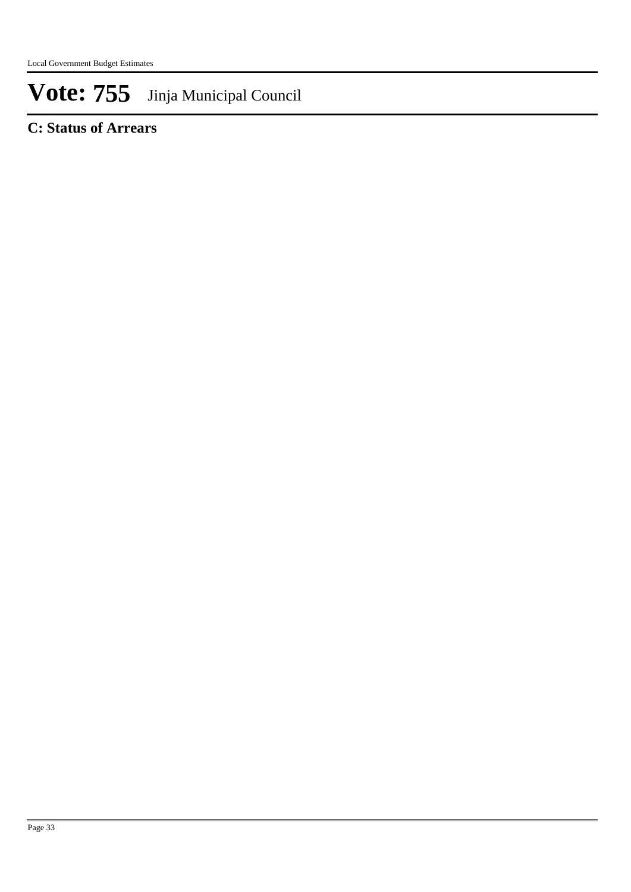# Vote: 755 Jinja Municipal Council

## C: Status of Arrears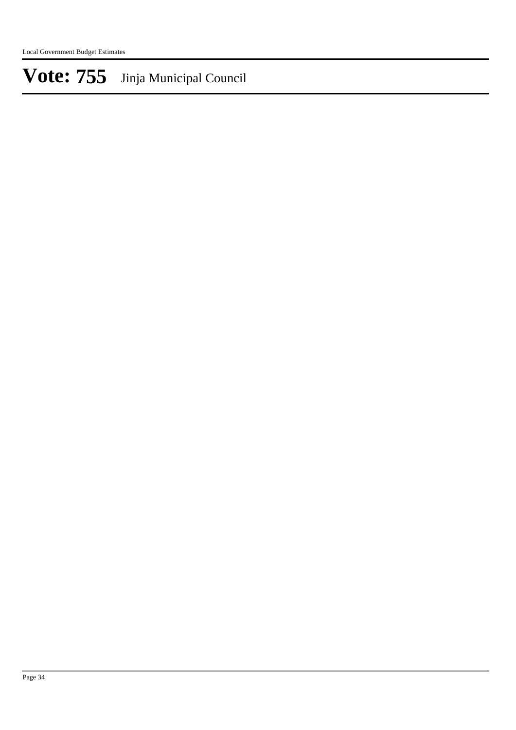# Vote: 755 Jinja Municipal Council